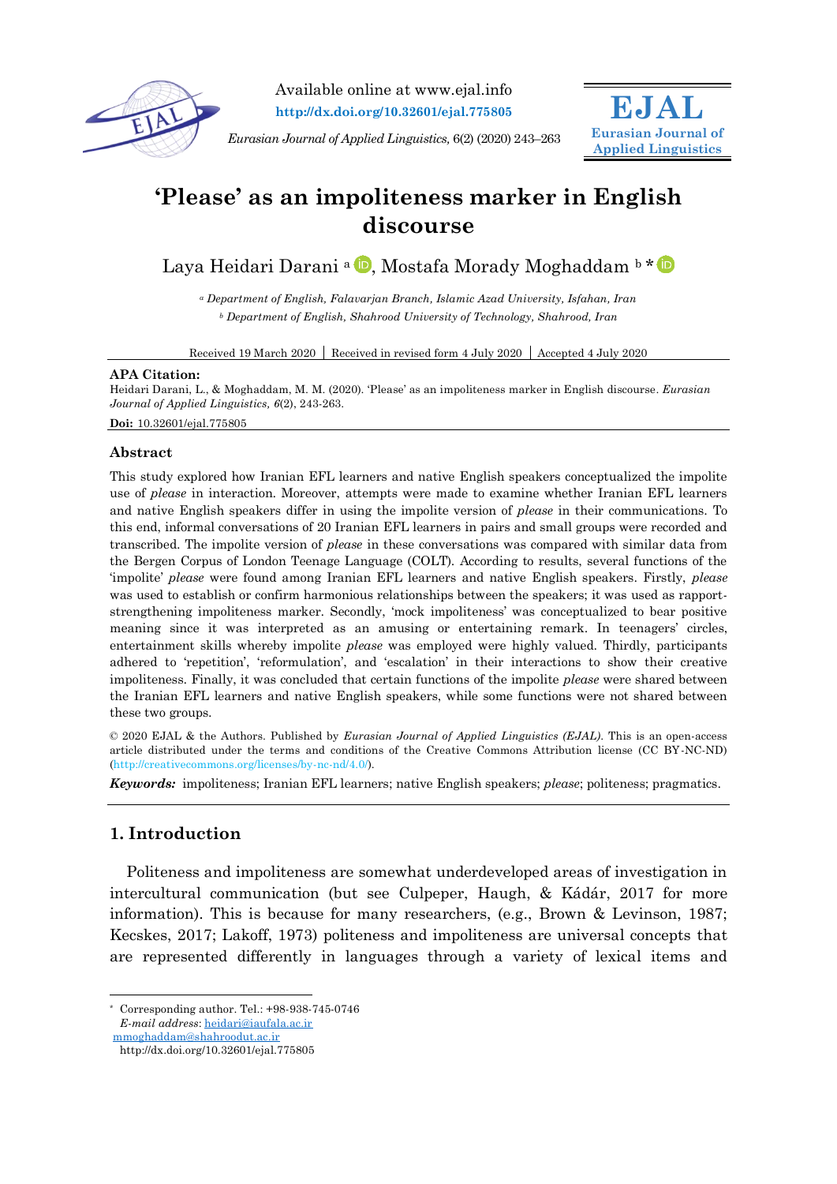Available online at www.ejal.info

http://dx.doi.org/10.32601/ejal.775805

*Eurasian Journal of Applied Linguistics,* 6(2) (2020) 243–263

**EJAL**
**Eurasian Journal of Applied Linguistics**

# 'Please' as an impoliteness marker in English discourse

Laya Heidari Darani [a], Mostafa Morady Moghaddam [b] *

[a] *Department of English, Falavarjan Branch, Islamic Azad University, Isfahan, Iran*
[b] *Department of English, Shahrood University of Technology, Shahrood, Iran*

Received 19 March 2020 | Received in revised form 4 July 2020 | Accepted 4 July 2020

**APA Citation:**
Heidari Darani, L., & Moghaddam, M. M. (2020). 'Please' as an impoliteness marker in English discourse. *Eurasian Journal of Applied Linguistics, 6*(2), 243-263.

**Doi:** 10.32601/ejal.775805

### Abstract

This study explored how Iranian EFL learners and native English speakers conceptualized the impolite use of *please* in interaction. Moreover, attempts were made to examine whether Iranian EFL learners and native English speakers differ in using the impolite version of *please* in their communications. To this end, informal conversations of 20 Iranian EFL learners in pairs and small groups were recorded and transcribed. The impolite version of *please* in these conversations was compared with similar data from the Bergen Corpus of London Teenage Language (COLT). According to results, several functions of the 'impolite' *please* were found among Iranian EFL learners and native English speakers. Firstly, *please* was used to establish or confirm harmonious relationships between the speakers; it was used as rapport-strengthening impoliteness marker. Secondly, 'mock impoliteness' was conceptualized to bear positive meaning since it was interpreted as an amusing or entertaining remark. In teenagers' circles, entertainment skills whereby impolite *please* was employed were highly valued. Thirdly, participants adhered to 'repetition', 'reformulation', and 'escalation' in their interactions to show their creative impoliteness. Finally, it was concluded that certain functions of the impolite *please* were shared between the Iranian EFL learners and native English speakers, while some functions were not shared between these two groups.

© 2020 EJAL & the Authors. Published by *Eurasian Journal of Applied Linguistics (EJAL)*. This is an open-access article distributed under the terms and conditions of the Creative Commons Attribution license (CC BY-NC-ND) (http://creativecommons.org/licenses/by-nc-nd/4.0/).

***Keywords:*** impoliteness; Iranian EFL learners; native English speakers; *please*; politeness; pragmatics.

## 1. Introduction

Politeness and impoliteness are somewhat underdeveloped areas of investigation in intercultural communication (but see Culpeper, Haugh, & Kádár, 2017 for more information). This is because for many researchers, (e.g., Brown & Levinson, 1987; Kecskes, 2017; Lakoff, 1973) politeness and impoliteness are universal concepts that are represented differently in languages through a variety of lexical items and

---

* Corresponding author. Tel.: +98-938-745-0746
*E-mail address*: heidari@iaufala.ac.ir
mmoghaddam@shahroodut.ac.ir
http://dx.doi.org/10.32601/ejal.775805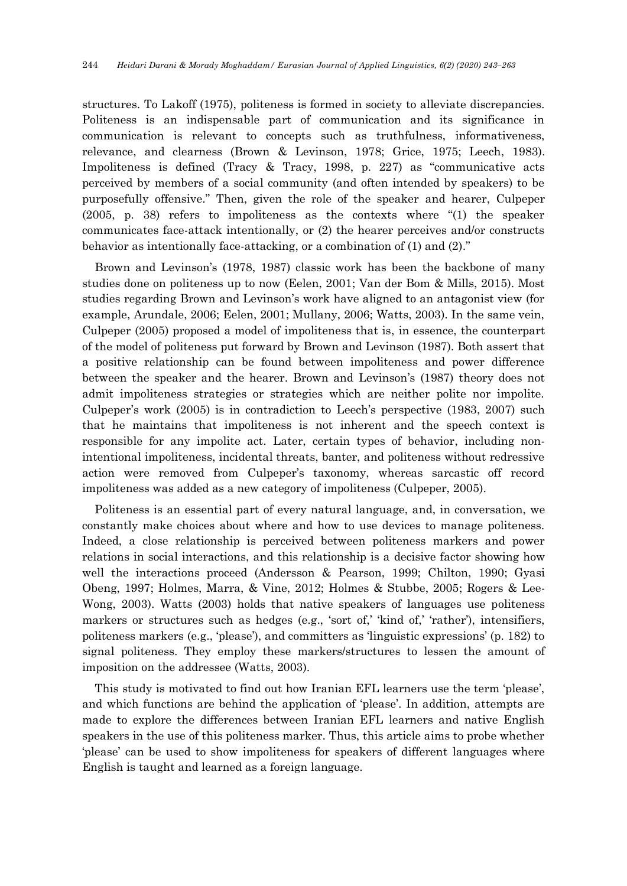structures. To Lakoff (1975), politeness is formed in society to alleviate discrepancies. Politeness is an indispensable part of communication and its significance in communication is relevant to concepts such as truthfulness, informativeness, relevance, and clearness (Brown & Levinson, 1978; Grice, 1975; Leech, 1983). Impoliteness is defined (Tracy & Tracy, 1998, p. 227) as "communicative acts perceived by members of a social community (and often intended by speakers) to be purposefully offensive." Then, given the role of the speaker and hearer, Culpeper (2005, p. 38) refers to impoliteness as the contexts where "(1) the speaker communicates face-attack intentionally, or (2) the hearer perceives and/or constructs behavior as intentionally face-attacking, or a combination of (1) and (2)."

Brown and Levinson's (1978, 1987) classic work has been the backbone of many studies done on politeness up to now (Eelen, 2001; Van der Bom & Mills, 2015). Most studies regarding Brown and Levinson's work have aligned to an antagonist view (for example, Arundale, 2006; Eelen, 2001; Mullany, 2006; Watts, 2003). In the same vein, Culpeper (2005) proposed a model of impoliteness that is, in essence, the counterpart of the model of politeness put forward by Brown and Levinson (1987). Both assert that a positive relationship can be found between impoliteness and power difference between the speaker and the hearer. Brown and Levinson's (1987) theory does not admit impoliteness strategies or strategies which are neither polite nor impolite. Culpeper's work (2005) is in contradiction to Leech's perspective (1983, 2007) such that he maintains that impoliteness is not inherent and the speech context is responsible for any impolite act. Later, certain types of behavior, including non-intentional impoliteness, incidental threats, banter, and politeness without redressive action were removed from Culpeper's taxonomy, whereas sarcastic off record impoliteness was added as a new category of impoliteness (Culpeper, 2005).

Politeness is an essential part of every natural language, and, in conversation, we constantly make choices about where and how to use devices to manage politeness. Indeed, a close relationship is perceived between politeness markers and power relations in social interactions, and this relationship is a decisive factor showing how well the interactions proceed (Andersson & Pearson, 1999; Chilton, 1990; Gyasi Obeng, 1997; Holmes, Marra, & Vine, 2012; Holmes & Stubbe, 2005; Rogers & Lee-Wong, 2003). Watts (2003) holds that native speakers of languages use politeness markers or structures such as hedges (e.g., 'sort of,' 'kind of,' 'rather'), intensifiers, politeness markers (e.g., 'please'), and committers as 'linguistic expressions' (p. 182) to signal politeness. They employ these markers/structures to lessen the amount of imposition on the addressee (Watts, 2003).

This study is motivated to find out how Iranian EFL learners use the term 'please', and which functions are behind the application of 'please'. In addition, attempts are made to explore the differences between Iranian EFL learners and native English speakers in the use of this politeness marker. Thus, this article aims to probe whether 'please' can be used to show impoliteness for speakers of different languages where English is taught and learned as a foreign language.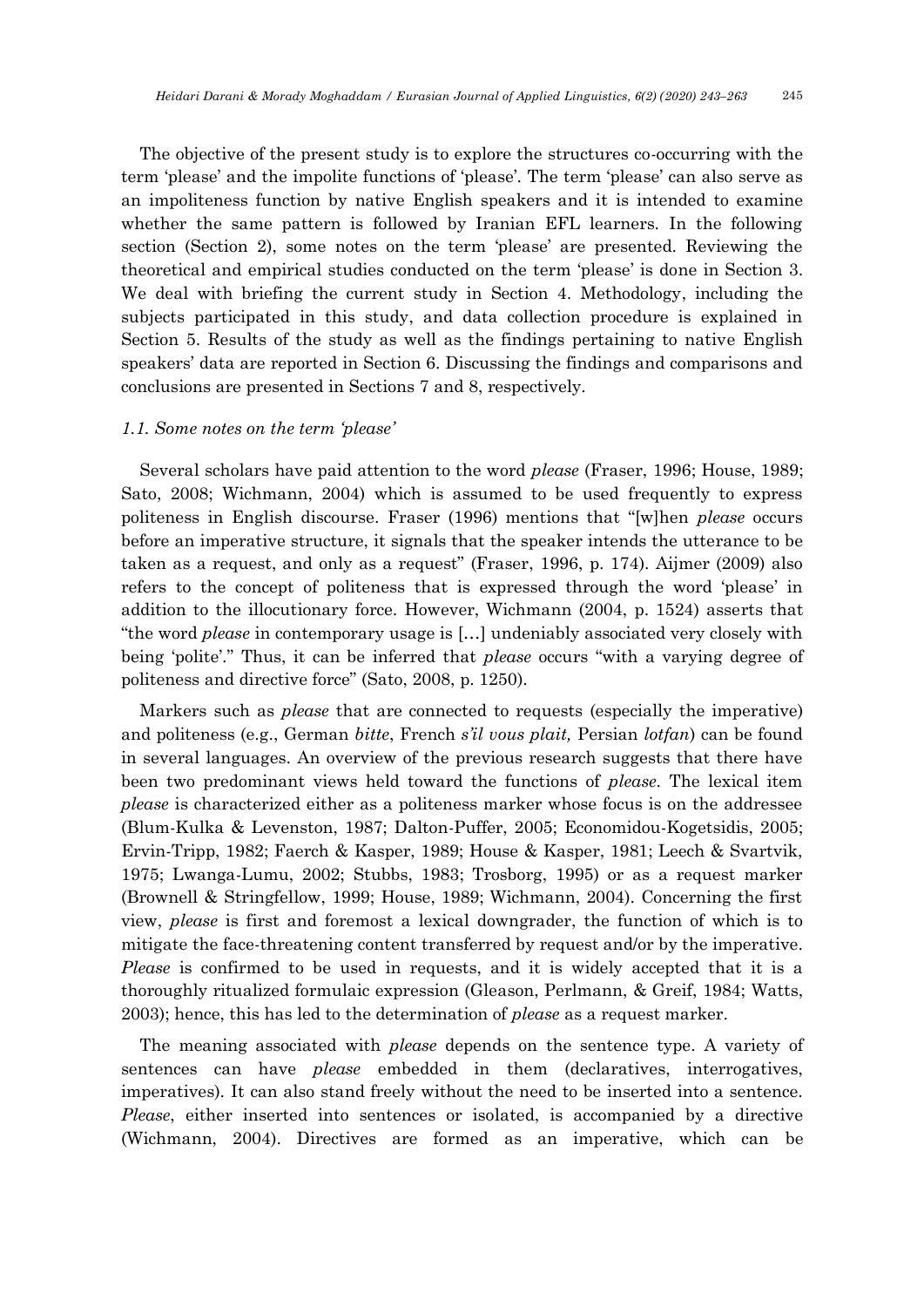The objective of the present study is to explore the structures co-occurring with the term 'please' and the impolite functions of 'please'. The term 'please' can also serve as an impoliteness function by native English speakers and it is intended to examine whether the same pattern is followed by Iranian EFL learners. In the following section (Section 2), some notes on the term 'please' are presented. Reviewing the theoretical and empirical studies conducted on the term 'please' is done in Section 3. We deal with briefing the current study in Section 4. Methodology, including the subjects participated in this study, and data collection procedure is explained in Section 5. Results of the study as well as the findings pertaining to native English speakers' data are reported in Section 6. Discussing the findings and comparisons and conclusions are presented in Sections 7 and 8, respectively.

### *1.1. Some notes on the term 'please'*

Several scholars have paid attention to the word *please* (Fraser, 1996; House, 1989; Sato, 2008; Wichmann, 2004) which is assumed to be used frequently to express politeness in English discourse. Fraser (1996) mentions that "[w]hen *please* occurs before an imperative structure, it signals that the speaker intends the utterance to be taken as a request, and only as a request" (Fraser, 1996, p. 174). Aijmer (2009) also refers to the concept of politeness that is expressed through the word 'please' in addition to the illocutionary force. However, Wichmann (2004, p. 1524) asserts that "the word *please* in contemporary usage is [...] undeniably associated very closely with being 'polite'." Thus, it can be inferred that *please* occurs "with a varying degree of politeness and directive force" (Sato, 2008, p. 1250).

Markers such as *please* that are connected to requests (especially the imperative) and politeness (e.g., German *bitte*, French *s'il vous plait,* Persian *lotfan*) can be found in several languages. An overview of the previous research suggests that there have been two predominant views held toward the functions of *please*. The lexical item *please* is characterized either as a politeness marker whose focus is on the addressee (Blum-Kulka & Levenston, 1987; Dalton-Puffer, 2005; Economidou-Kogetsidis, 2005; Ervin-Tripp, 1982; Faerch & Kasper, 1989; House & Kasper, 1981; Leech & Svartvik, 1975; Lwanga-Lumu, 2002; Stubbs, 1983; Trosborg, 1995) or as a request marker (Brownell & Stringfellow, 1999; House, 1989; Wichmann, 2004). Concerning the first view, *please* is first and foremost a lexical downgrader, the function of which is to mitigate the face-threatening content transferred by request and/or by the imperative. *Please* is confirmed to be used in requests, and it is widely accepted that it is a thoroughly ritualized formulaic expression (Gleason, Perlmann, & Greif, 1984; Watts, 2003); hence, this has led to the determination of *please* as a request marker.

The meaning associated with *please* depends on the sentence type. A variety of sentences can have *please* embedded in them (declaratives, interrogatives, imperatives). It can also stand freely without the need to be inserted into a sentence. *Please*, either inserted into sentences or isolated, is accompanied by a directive (Wichmann, 2004). Directives are formed as an imperative, which can be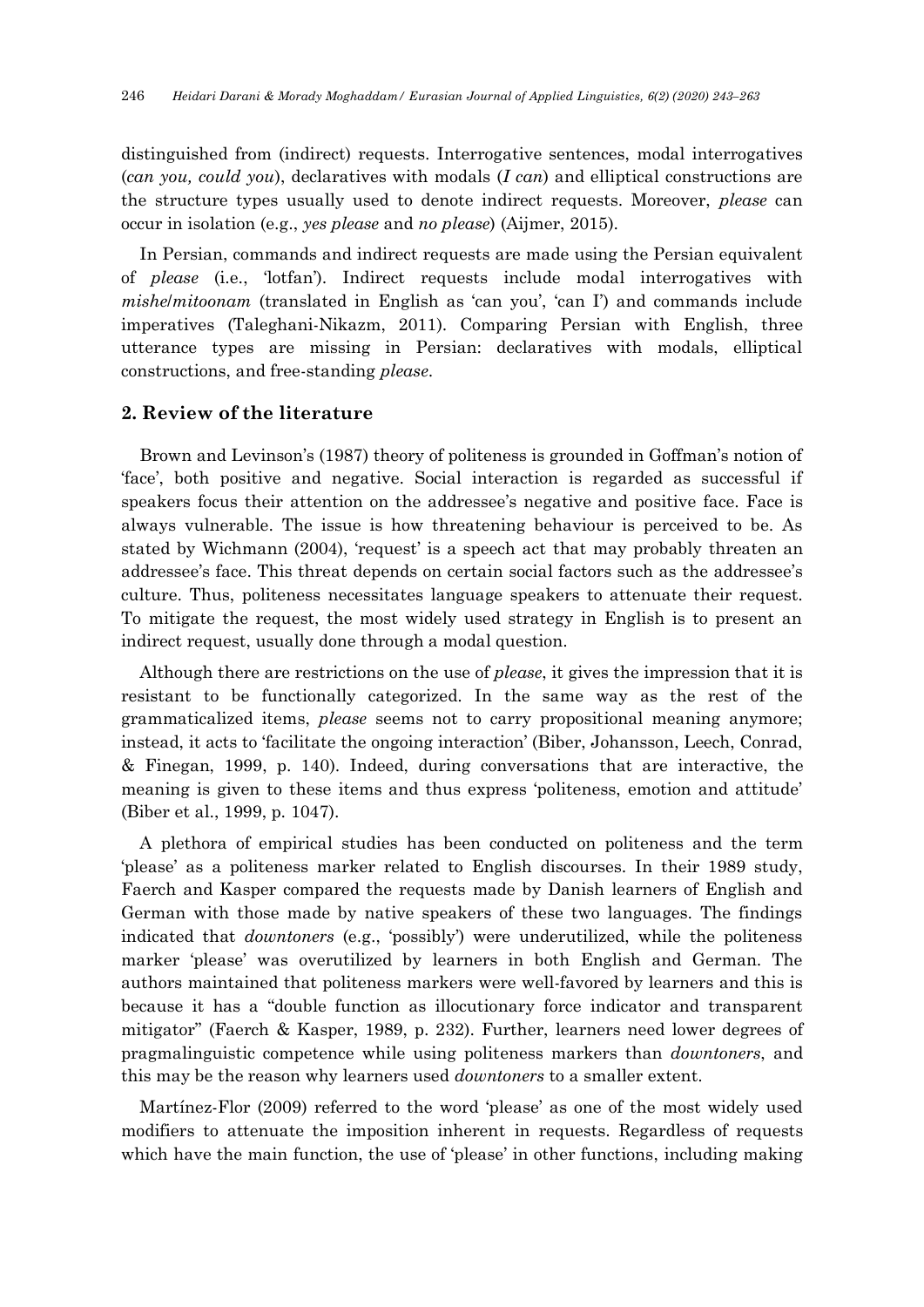distinguished from (indirect) requests. Interrogative sentences, modal interrogatives (*can you, could you*), declaratives with modals (*I can*) and elliptical constructions are the structure types usually used to denote indirect requests. Moreover, *please* can occur in isolation (e.g., *yes please* and *no please*) (Aijmer, 2015).

In Persian, commands and indirect requests are made using the Persian equivalent of *please* (i.e., 'lotfan'). Indirect requests include modal interrogatives with *mishe*/*mitoonam* (translated in English as 'can you', 'can I') and commands include imperatives (Taleghani-Nikazm, 2011). Comparing Persian with English, three utterance types are missing in Persian: declaratives with modals, elliptical constructions, and free-standing *please*.

## 2. Review of the literature

Brown and Levinson's (1987) theory of politeness is grounded in Goffman's notion of 'face', both positive and negative. Social interaction is regarded as successful if speakers focus their attention on the addressee's negative and positive face. Face is always vulnerable. The issue is how threatening behaviour is perceived to be. As stated by Wichmann (2004), 'request' is a speech act that may probably threaten an addressee's face. This threat depends on certain social factors such as the addressee's culture. Thus, politeness necessitates language speakers to attenuate their request. To mitigate the request, the most widely used strategy in English is to present an indirect request, usually done through a modal question.

Although there are restrictions on the use of *please*, it gives the impression that it is resistant to be functionally categorized. In the same way as the rest of the grammaticalized items, *please* seems not to carry propositional meaning anymore; instead, it acts to 'facilitate the ongoing interaction' (Biber, Johansson, Leech, Conrad, & Finegan, 1999, p. 140). Indeed, during conversations that are interactive, the meaning is given to these items and thus express 'politeness, emotion and attitude' (Biber et al., 1999, p. 1047).

A plethora of empirical studies has been conducted on politeness and the term 'please' as a politeness marker related to English discourses. In their 1989 study, Faerch and Kasper compared the requests made by Danish learners of English and German with those made by native speakers of these two languages. The findings indicated that *downtoners* (e.g., 'possibly') were underutilized, while the politeness marker 'please' was overutilized by learners in both English and German. The authors maintained that politeness markers were well-favored by learners and this is because it has a "double function as illocutionary force indicator and transparent mitigator" (Faerch & Kasper, 1989, p. 232). Further, learners need lower degrees of pragmalinguistic competence while using politeness markers than *downtoners*, and this may be the reason why learners used *downtoners* to a smaller extent.

Martínez-Flor (2009) referred to the word 'please' as one of the most widely used modifiers to attenuate the imposition inherent in requests. Regardless of requests which have the main function, the use of 'please' in other functions, including making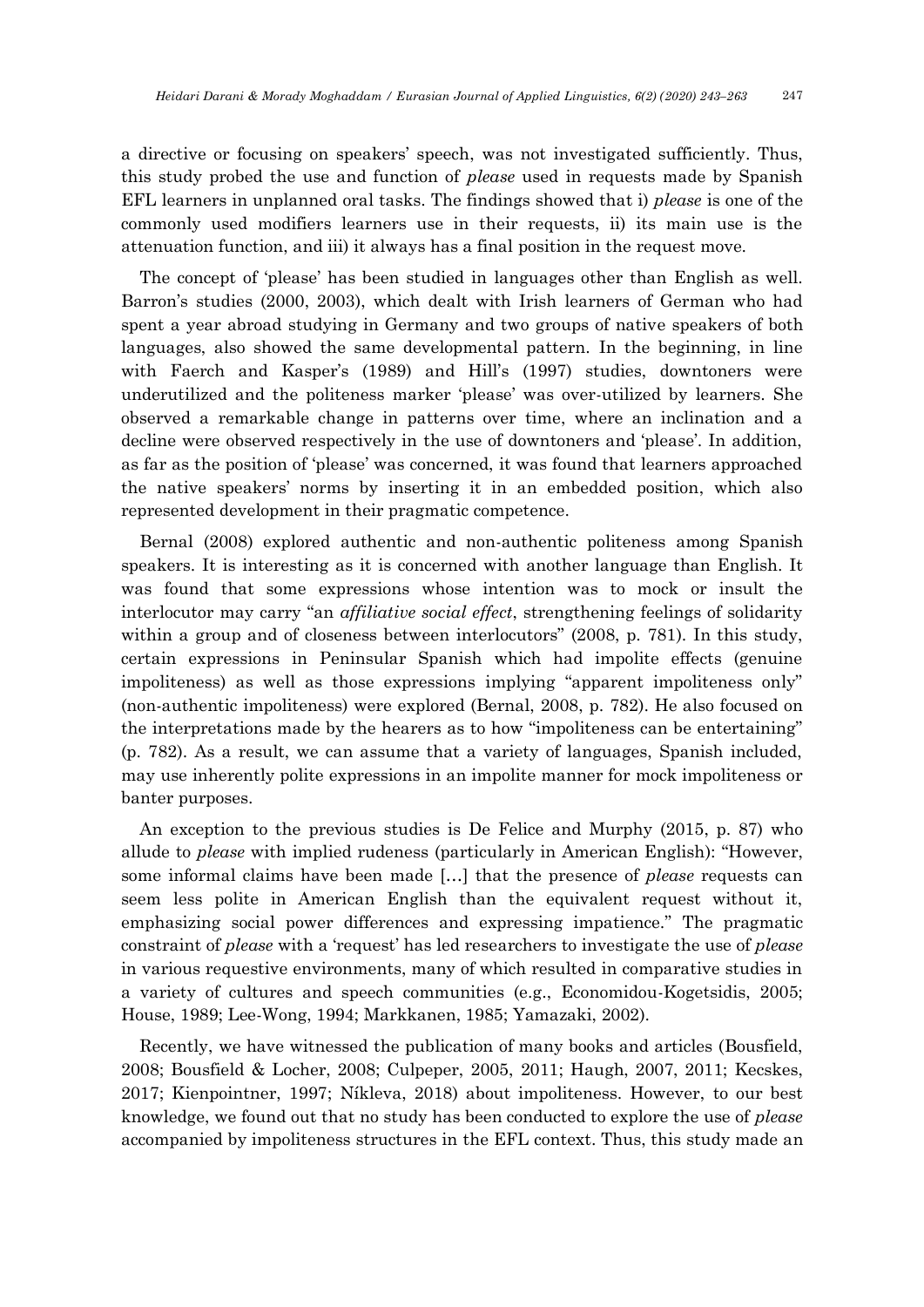a directive or focusing on speakers' speech, was not investigated sufficiently. Thus, this study probed the use and function of *please* used in requests made by Spanish EFL learners in unplanned oral tasks. The findings showed that i) *please* is one of the commonly used modifiers learners use in their requests, ii) its main use is the attenuation function, and iii) it always has a final position in the request move.

The concept of 'please' has been studied in languages other than English as well. Barron's studies (2000, 2003), which dealt with Irish learners of German who had spent a year abroad studying in Germany and two groups of native speakers of both languages, also showed the same developmental pattern. In the beginning, in line with Faerch and Kasper's (1989) and Hill's (1997) studies, downtoners were underutilized and the politeness marker 'please' was over-utilized by learners. She observed a remarkable change in patterns over time, where an inclination and a decline were observed respectively in the use of downtoners and 'please'. In addition, as far as the position of 'please' was concerned, it was found that learners approached the native speakers' norms by inserting it in an embedded position, which also represented development in their pragmatic competence.

Bernal (2008) explored authentic and non-authentic politeness among Spanish speakers. It is interesting as it is concerned with another language than English. It was found that some expressions whose intention was to mock or insult the interlocutor may carry "an *affiliative social effect*, strengthening feelings of solidarity within a group and of closeness between interlocutors" (2008, p. 781). In this study, certain expressions in Peninsular Spanish which had impolite effects (genuine impoliteness) as well as those expressions implying "apparent impoliteness only" (non-authentic impoliteness) were explored (Bernal, 2008, p. 782). He also focused on the interpretations made by the hearers as to how "impoliteness can be entertaining" (p. 782). As a result, we can assume that a variety of languages, Spanish included, may use inherently polite expressions in an impolite manner for mock impoliteness or banter purposes.

An exception to the previous studies is De Felice and Murphy (2015, p. 87) who allude to *please* with implied rudeness (particularly in American English): "However, some informal claims have been made […] that the presence of *please* requests can seem less polite in American English than the equivalent request without it, emphasizing social power differences and expressing impatience." The pragmatic constraint of *please* with a 'request' has led researchers to investigate the use of *please* in various requestive environments, many of which resulted in comparative studies in a variety of cultures and speech communities (e.g., Economidou-Kogetsidis, 2005; House, 1989; Lee-Wong, 1994; Markkanen, 1985; Yamazaki, 2002).

Recently, we have witnessed the publication of many books and articles (Bousfield, 2008; Bousfield & Locher, 2008; Culpeper, 2005, 2011; Haugh, 2007, 2011; Kecskes, 2017; Kienpointner, 1997; Níkleva, 2018) about impoliteness. However, to our best knowledge, we found out that no study has been conducted to explore the use of *please* accompanied by impoliteness structures in the EFL context. Thus, this study made an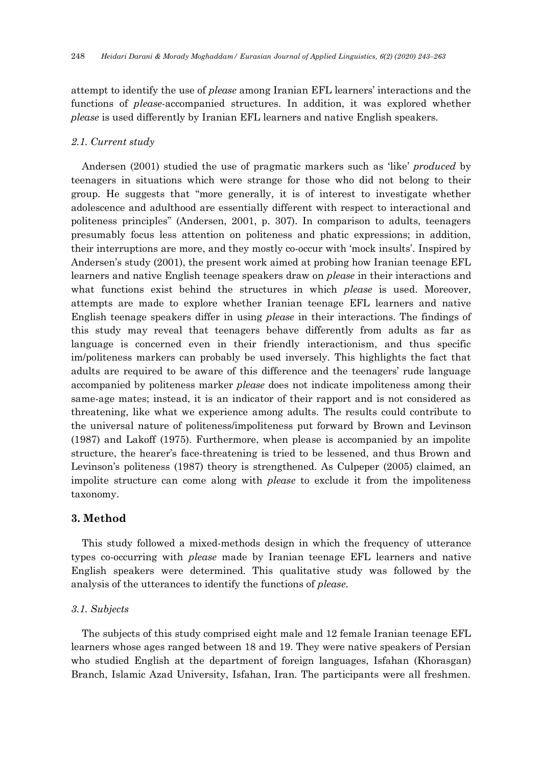attempt to identify the use of *please* among Iranian EFL learners' interactions and the functions of *please*-accompanied structures. In addition, it was explored whether *please* is used differently by Iranian EFL learners and native English speakers.

### *2.1. Current study*

Andersen (2001) studied the use of pragmatic markers such as 'like' *produced* by teenagers in situations which were strange for those who did not belong to their group. He suggests that "more generally, it is of interest to investigate whether adolescence and adulthood are essentially different with respect to interactional and politeness principles" (Andersen, 2001, p. 307). In comparison to adults, teenagers presumably focus less attention on politeness and phatic expressions; in addition, their interruptions are more, and they mostly co-occur with 'mock insults'. Inspired by Andersen's study (2001), the present work aimed at probing how Iranian teenage EFL learners and native English teenage speakers draw on *please* in their interactions and what functions exist behind the structures in which *please* is used. Moreover, attempts are made to explore whether Iranian teenage EFL learners and native English teenage speakers differ in using *please* in their interactions. The findings of this study may reveal that teenagers behave differently from adults as far as language is concerned even in their friendly interactionism, and thus specific im/politeness markers can probably be used inversely. This highlights the fact that adults are required to be aware of this difference and the teenagers' rude language accompanied by politeness marker *please* does not indicate impoliteness among their same-age mates; instead, it is an indicator of their rapport and is not considered as threatening, like what we experience among adults. The results could contribute to the universal nature of politeness/impoliteness put forward by Brown and Levinson (1987) and Lakoff (1975). Furthermore, when please is accompanied by an impolite structure, the hearer's face-threatening is tried to be lessened, and thus Brown and Levinson's politeness (1987) theory is strengthened. As Culpeper (2005) claimed, an impolite structure can come along with *please* to exclude it from the impoliteness taxonomy.

## 3. Method

This study followed a mixed-methods design in which the frequency of utterance types co-occurring with *please* made by Iranian teenage EFL learners and native English speakers were determined. This qualitative study was followed by the analysis of the utterances to identify the functions of *please*.

### *3.1. Subjects*

The subjects of this study comprised eight male and 12 female Iranian teenage EFL learners whose ages ranged between 18 and 19. They were native speakers of Persian who studied English at the department of foreign languages, Isfahan (Khorasgan) Branch, Islamic Azad University, Isfahan, Iran. The participants were all freshmen.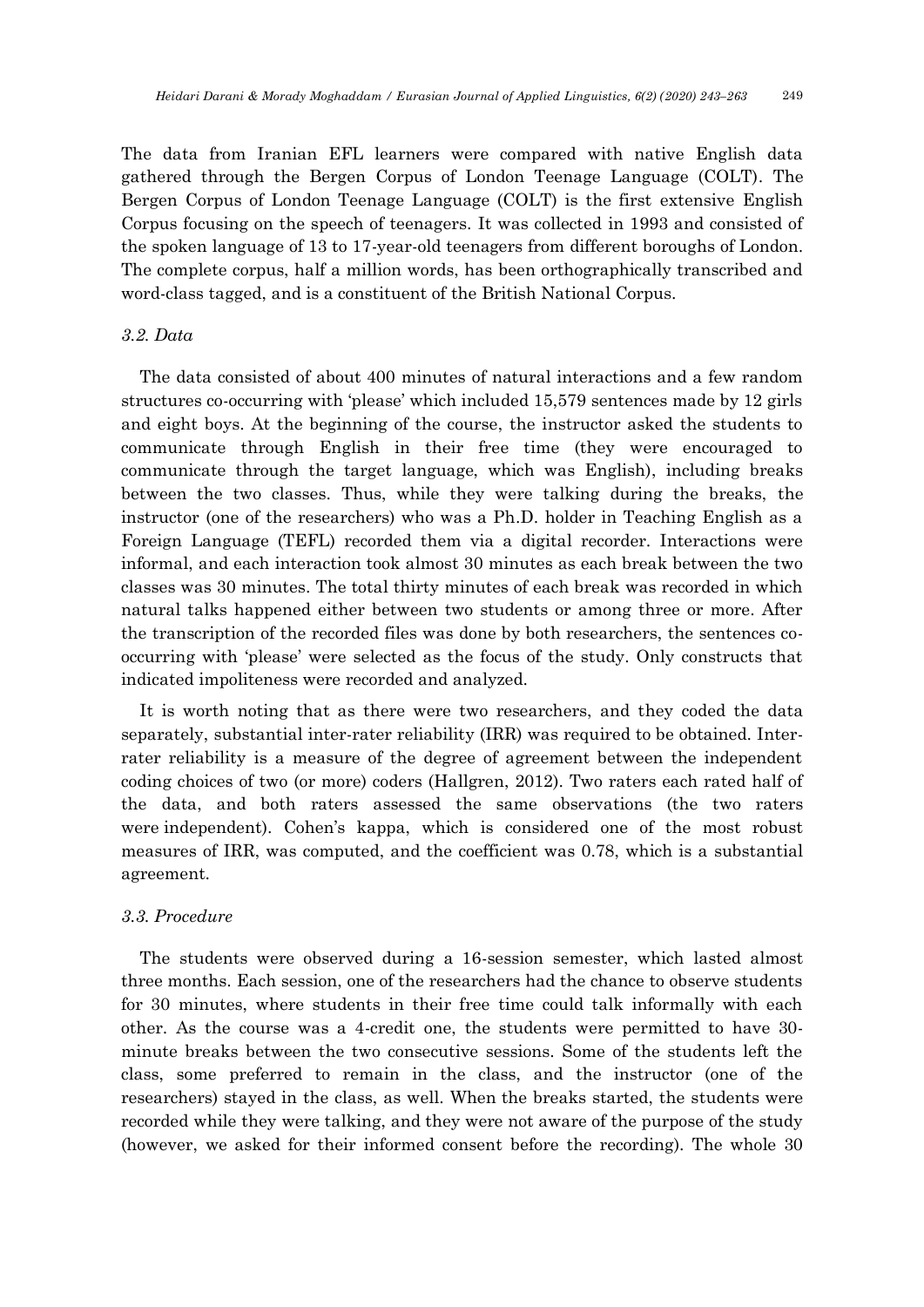The data from Iranian EFL learners were compared with native English data gathered through the Bergen Corpus of London Teenage Language (COLT). The Bergen Corpus of London Teenage Language (COLT) is the first extensive English Corpus focusing on the speech of teenagers. It was collected in 1993 and consisted of the spoken language of 13 to 17-year-old teenagers from different boroughs of London. The complete corpus, half a million words, has been orthographically transcribed and word-class tagged, and is a constituent of the British National Corpus.

### *3.2. Data*

The data consisted of about 400 minutes of natural interactions and a few random structures co-occurring with 'please' which included 15,579 sentences made by 12 girls and eight boys. At the beginning of the course, the instructor asked the students to communicate through English in their free time (they were encouraged to communicate through the target language, which was English), including breaks between the two classes. Thus, while they were talking during the breaks, the instructor (one of the researchers) who was a Ph.D. holder in Teaching English as a Foreign Language (TEFL) recorded them via a digital recorder. Interactions were informal, and each interaction took almost 30 minutes as each break between the two classes was 30 minutes. The total thirty minutes of each break was recorded in which natural talks happened either between two students or among three or more. After the transcription of the recorded files was done by both researchers, the sentences co-occurring with 'please' were selected as the focus of the study. Only constructs that indicated impoliteness were recorded and analyzed.

It is worth noting that as there were two researchers, and they coded the data separately, substantial inter-rater reliability (IRR) was required to be obtained. Inter-rater reliability is a measure of the degree of agreement between the independent coding choices of two (or more) coders (Hallgren, 2012). Two raters each rated half of the data, and both raters assessed the same observations (the two raters were independent). Cohen's kappa, which is considered one of the most robust measures of IRR, was computed, and the coefficient was 0.78, which is a substantial agreement.

### *3.3. Procedure*

The students were observed during a 16-session semester, which lasted almost three months. Each session, one of the researchers had the chance to observe students for 30 minutes, where students in their free time could talk informally with each other. As the course was a 4-credit one, the students were permitted to have 30-minute breaks between the two consecutive sessions. Some of the students left the class, some preferred to remain in the class, and the instructor (one of the researchers) stayed in the class, as well. When the breaks started, the students were recorded while they were talking, and they were not aware of the purpose of the study (however, we asked for their informed consent before the recording). The whole 30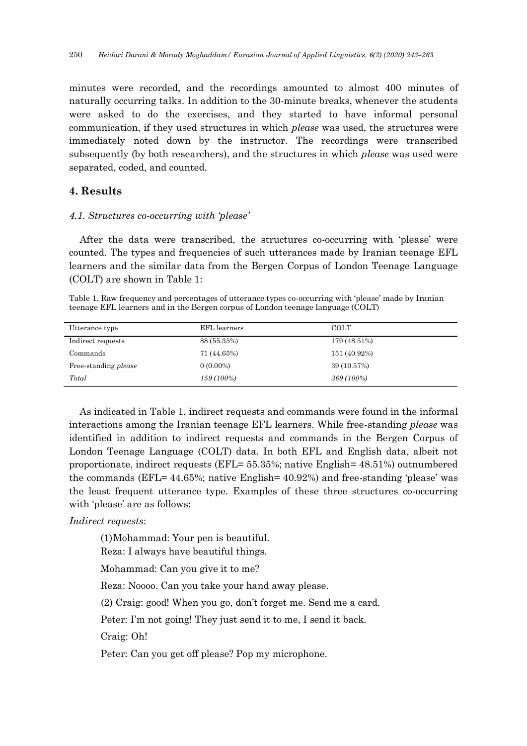minutes were recorded, and the recordings amounted to almost 400 minutes of naturally occurring talks. In addition to the 30-minute breaks, whenever the students were asked to do the exercises, and they started to have informal personal communication, if they used structures in which *please* was used, the structures were immediately noted down by the instructor. The recordings were transcribed subsequently (by both researchers), and the structures in which *please* was used were separated, coded, and counted.

## 4. Results

### *4.1. Structures co-occurring with 'please'*

After the data were transcribed, the structures co-occurring with 'please' were counted. The types and frequencies of such utterances made by Iranian teenage EFL learners and the similar data from the Bergen Corpus of London Teenage Language (COLT) are shown in Table 1:

Table 1. Raw frequency and percentages of utterance types co-occurring with 'please' made by Iranian teenage EFL learners and in the Bergen corpus of London teenage language (COLT)

| Utterance type | EFL learners | COLT |
|---|---|---|
| Indirect requests | 88 (55.35%) | 179 (48.51%) |
| Commands | 71 (44.65%) | 151 (40.92%) |
| Free-standing *please* | 0 (0.00%) | 39 (10.57%) |
| *Total* | *159 (100%)* | *369 (100%)* |

As indicated in Table 1, indirect requests and commands were found in the informal interactions among the Iranian teenage EFL learners. While free-standing *please* was identified in addition to indirect requests and commands in the Bergen Corpus of London Teenage Language (COLT) data. In both EFL and English data, albeit not proportionate, indirect requests (EFL= 55.35%; native English= 48.51%) outnumbered the commands (EFL= 44.65%; native English= 40.92%) and free-standing 'please' was the least frequent utterance type. Examples of these three structures co-occurring with 'please' are as follows:

*Indirect requests*:

(1)Mohammad: Your pen is beautiful.

Reza: I always have beautiful things.

Mohammad: Can you give it to me?

Reza: Noooo. Can you take your hand away please.

(2) Craig: good! When you go, don't forget me. Send me a card.

Peter: I'm not going! They just send it to me, I send it back.

Craig: Oh!

Peter: Can you get off please? Pop my microphone.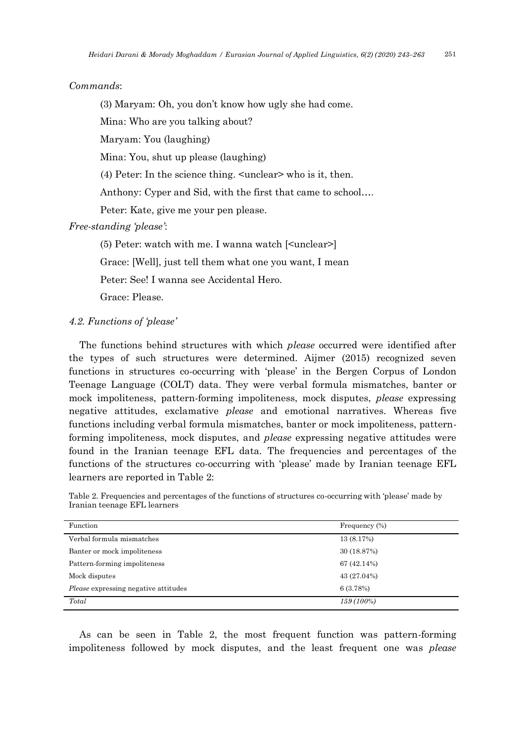*Commands*:

(3) Maryam: Oh, you don't know how ugly she had come.

Mina: Who are you talking about?

Maryam: You (laughing)

Mina: You, shut up please (laughing)

(4) Peter: In the science thing. <unclear> who is it, then.

Anthony: Cyper and Sid, with the first that came to school….

Peter: Kate, give me your pen please.

*Free-standing 'please'*:

(5) Peter: watch with me. I wanna watch [<unclear>]

Grace: [Well], just tell them what one you want, I mean

Peter: See! I wanna see Accidental Hero.

Grace: Please.

### *4.2. Functions of 'please'*

The functions behind structures with which *please* occurred were identified after the types of such structures were determined. Aijmer (2015) recognized seven functions in structures co-occurring with 'please' in the Bergen Corpus of London Teenage Language (COLT) data. They were verbal formula mismatches, banter or mock impoliteness, pattern-forming impoliteness, mock disputes, *please* expressing negative attitudes, exclamative *please* and emotional narratives. Whereas five functions including verbal formula mismatches, banter or mock impoliteness, pattern-forming impoliteness, mock disputes, and *please* expressing negative attitudes were found in the Iranian teenage EFL data. The frequencies and percentages of the functions of the structures co-occurring with 'please' made by Iranian teenage EFL learners are reported in Table 2:

Table 2. Frequencies and percentages of the functions of structures co-occurring with 'please' made by Iranian teenage EFL learners

| Function | Frequency (%) |
|---|---|
| Verbal formula mismatches | 13 (8.17%) |
| Banter or mock impoliteness | 30 (18.87%) |
| Pattern-forming impoliteness | 67 (42.14%) |
| Mock disputes | 43 (27.04%) |
| *Please* expressing negative attitudes | 6 (3.78%) |
| *Total* | *159 (100%)* |

As can be seen in Table 2, the most frequent function was pattern-forming impoliteness followed by mock disputes, and the least frequent one was *please*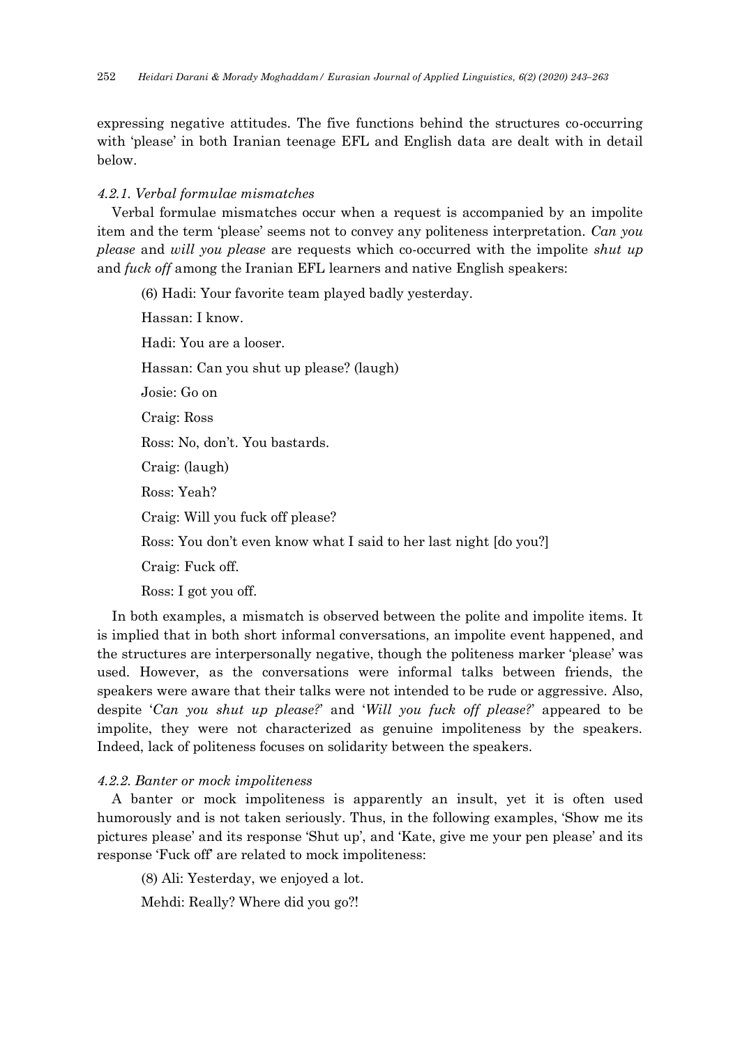expressing negative attitudes. The five functions behind the structures co-occurring with 'please' in both Iranian teenage EFL and English data are dealt with in detail below.

#### *4.2.1. Verbal formulae mismatches*

Verbal formulae mismatches occur when a request is accompanied by an impolite item and the term 'please' seems not to convey any politeness interpretation. *Can you please* and *will you please* are requests which co-occurred with the impolite *shut up* and *fuck off* among the Iranian EFL learners and native English speakers:

(6) Hadi: Your favorite team played badly yesterday.

Hassan: I know.

Hadi: You are a looser.

Hassan: Can you shut up please? (laugh)

Josie: Go on

Craig: Ross

Ross: No, don't. You bastards.

Craig: (laugh)

Ross: Yeah?

Craig: Will you fuck off please?

Ross: You don't even know what I said to her last night [do you?]

Craig: Fuck off.

Ross: I got you off.

In both examples, a mismatch is observed between the polite and impolite items. It is implied that in both short informal conversations, an impolite event happened, and the structures are interpersonally negative, though the politeness marker 'please' was used. However, as the conversations were informal talks between friends, the speakers were aware that their talks were not intended to be rude or aggressive. Also, despite '*Can you shut up please?*' and '*Will you fuck off please?*' appeared to be impolite, they were not characterized as genuine impoliteness by the speakers. Indeed, lack of politeness focuses on solidarity between the speakers.

#### *4.2.2. Banter or mock impoliteness*

A banter or mock impoliteness is apparently an insult, yet it is often used humorously and is not taken seriously. Thus, in the following examples, 'Show me its pictures please' and its response 'Shut up', and 'Kate, give me your pen please' and its response 'Fuck off' are related to mock impoliteness:

(8) Ali: Yesterday, we enjoyed a lot.

Mehdi: Really? Where did you go?!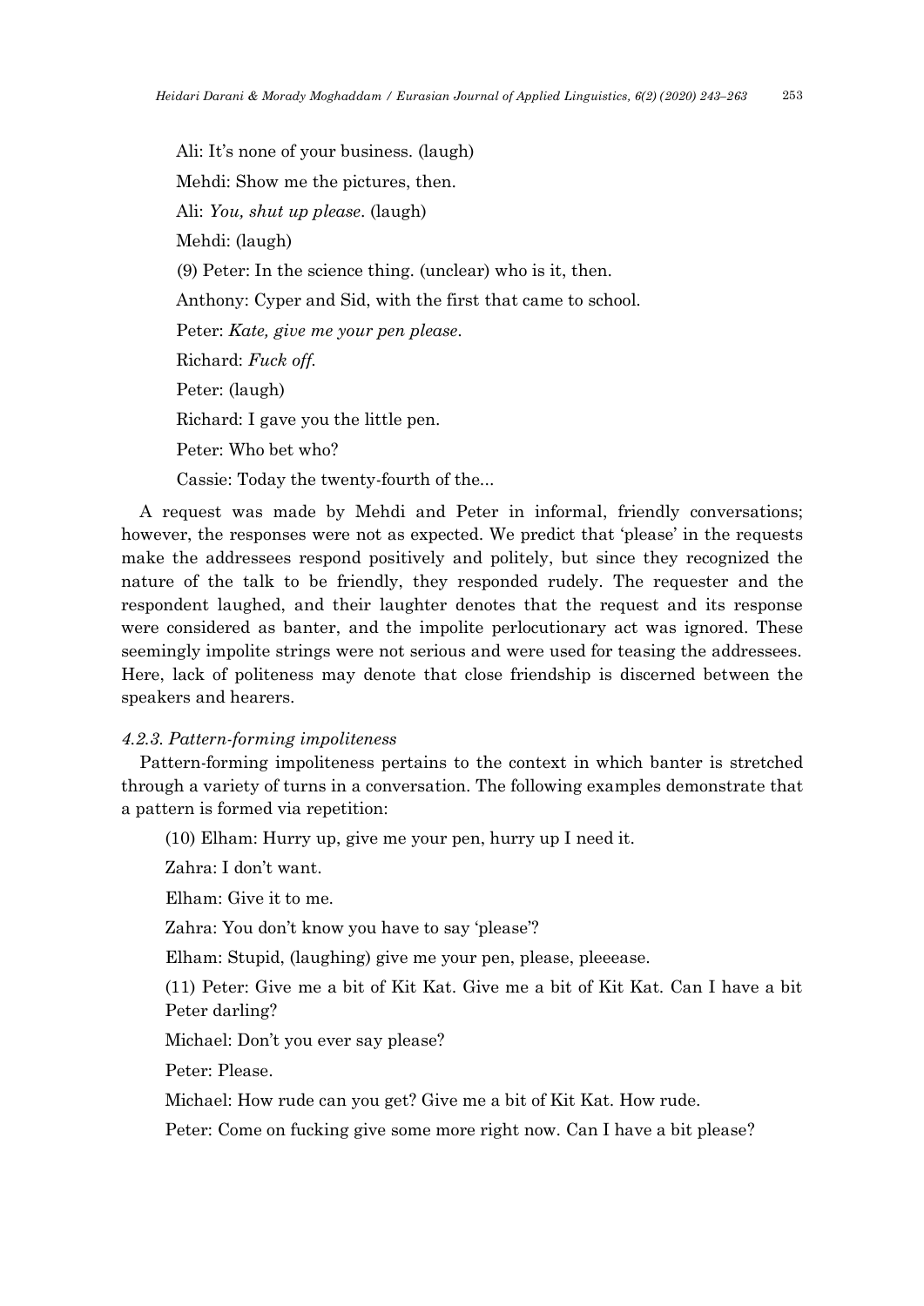Ali: It's none of your business. (laugh)

Mehdi: Show me the pictures, then.

Ali: *You, shut up please*. (laugh)

Mehdi: (laugh)

(9) Peter: In the science thing. (unclear) who is it, then.

Anthony: Cyper and Sid, with the first that came to school.

Peter: *Kate, give me your pen please*.

Richard: *Fuck off.*

Peter: (laugh)

Richard: I gave you the little pen.

Peter: Who bet who?

Cassie: Today the twenty-fourth of the...

A request was made by Mehdi and Peter in informal, friendly conversations; however, the responses were not as expected. We predict that 'please' in the requests make the addressees respond positively and politely, but since they recognized the nature of the talk to be friendly, they responded rudely. The requester and the respondent laughed, and their laughter denotes that the request and its response were considered as banter, and the impolite perlocutionary act was ignored. These seemingly impolite strings were not serious and were used for teasing the addressees. Here, lack of politeness may denote that close friendship is discerned between the speakers and hearers.

#### *4.2.3. Pattern-forming impoliteness*

Pattern-forming impoliteness pertains to the context in which banter is stretched through a variety of turns in a conversation. The following examples demonstrate that a pattern is formed via repetition:

(10) Elham: Hurry up, give me your pen, hurry up I need it.

Zahra: I don't want.

Elham: Give it to me.

Zahra: You don't know you have to say 'please'?

Elham: Stupid, (laughing) give me your pen, please, pleeease.

(11) Peter: Give me a bit of Kit Kat. Give me a bit of Kit Kat. Can I have a bit Peter darling?

Michael: Don't you ever say please?

Peter: Please.

Michael: How rude can you get? Give me a bit of Kit Kat. How rude.

Peter: Come on fucking give some more right now. Can I have a bit please?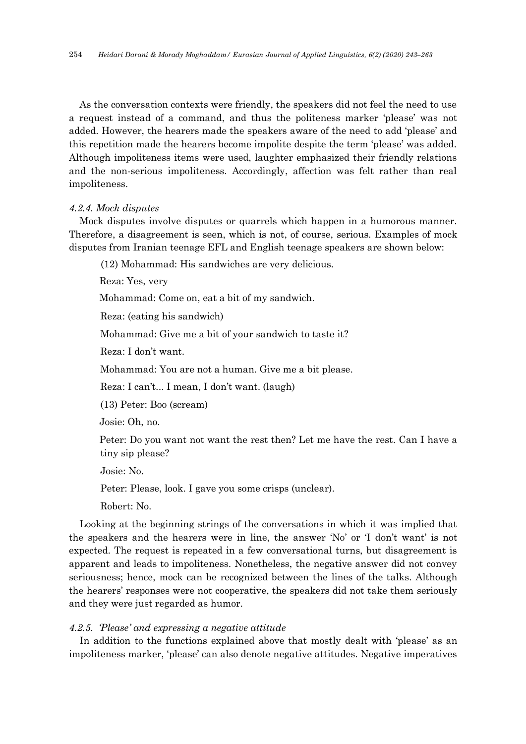As the conversation contexts were friendly, the speakers did not feel the need to use a request instead of a command, and thus the politeness marker 'please' was not added. However, the hearers made the speakers aware of the need to add 'please' and this repetition made the hearers become impolite despite the term 'please' was added. Although impoliteness items were used, laughter emphasized their friendly relations and the non-serious impoliteness. Accordingly, affection was felt rather than real impoliteness.

#### *4.2.4. Mock disputes*

Mock disputes involve disputes or quarrels which happen in a humorous manner. Therefore, a disagreement is seen, which is not, of course, serious. Examples of mock disputes from Iranian teenage EFL and English teenage speakers are shown below:

(12) Mohammad: His sandwiches are very delicious.

Reza: Yes, very

Mohammad: Come on, eat a bit of my sandwich.

Reza: (eating his sandwich)

Mohammad: Give me a bit of your sandwich to taste it?

Reza: I don't want.

Mohammad: You are not a human. Give me a bit please.

Reza: I can't... I mean, I don't want. (laugh)

(13) Peter: Boo (scream)

Josie: Oh, no.

Peter: Do you want not want the rest then? Let me have the rest. Can I have a tiny sip please?

Josie: No.

Peter: Please, look. I gave you some crisps (unclear).

Robert: No.

Looking at the beginning strings of the conversations in which it was implied that the speakers and the hearers were in line, the answer 'No' or 'I don't want' is not expected. The request is repeated in a few conversational turns, but disagreement is apparent and leads to impoliteness. Nonetheless, the negative answer did not convey seriousness; hence, mock can be recognized between the lines of the talks. Although the hearers' responses were not cooperative, the speakers did not take them seriously and they were just regarded as humor.

#### *4.2.5. 'Please' and expressing a negative attitude*

In addition to the functions explained above that mostly dealt with 'please' as an impoliteness marker, 'please' can also denote negative attitudes. Negative imperatives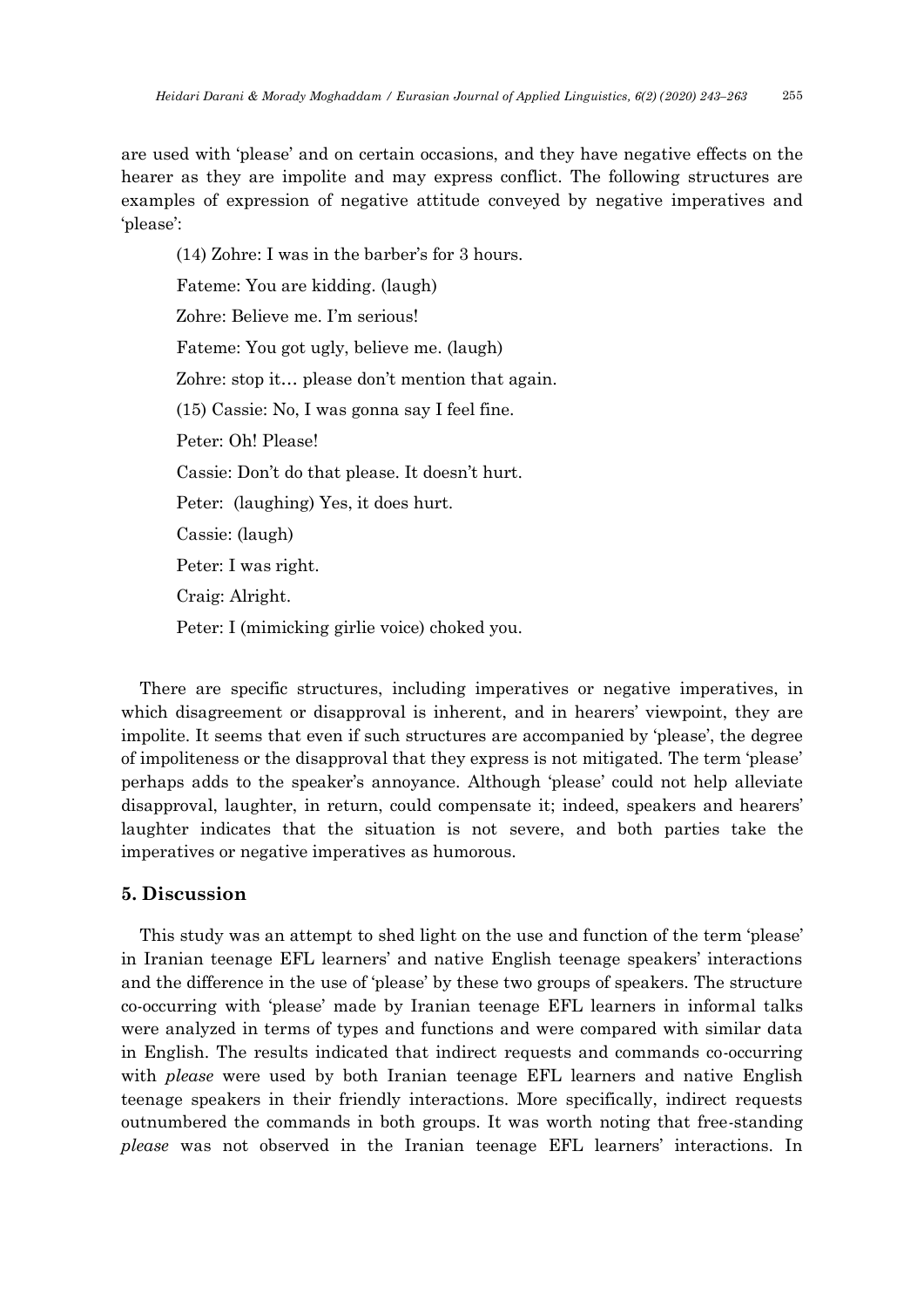are used with 'please' and on certain occasions, and they have negative effects on the hearer as they are impolite and may express conflict. The following structures are examples of expression of negative attitude conveyed by negative imperatives and 'please':

(14) Zohre: I was in the barber's for 3 hours.

Fateme: You are kidding. (laugh)

Zohre: Believe me. I'm serious!

Fateme: You got ugly, believe me. (laugh)

Zohre: stop it… please don't mention that again.

(15) Cassie: No, I was gonna say I feel fine.

Peter: Oh! Please!

Cassie: Don't do that please. It doesn't hurt.

Peter: (laughing) Yes, it does hurt.

Cassie: (laugh)

Peter: I was right.

Craig: Alright.

Peter: I (mimicking girlie voice) choked you.

There are specific structures, including imperatives or negative imperatives, in which disagreement or disapproval is inherent, and in hearers' viewpoint, they are impolite. It seems that even if such structures are accompanied by 'please', the degree of impoliteness or the disapproval that they express is not mitigated. The term 'please' perhaps adds to the speaker's annoyance. Although 'please' could not help alleviate disapproval, laughter, in return, could compensate it; indeed, speakers and hearers' laughter indicates that the situation is not severe, and both parties take the imperatives or negative imperatives as humorous.

## 5. Discussion

This study was an attempt to shed light on the use and function of the term 'please' in Iranian teenage EFL learners' and native English teenage speakers' interactions and the difference in the use of 'please' by these two groups of speakers. The structure co-occurring with 'please' made by Iranian teenage EFL learners in informal talks were analyzed in terms of types and functions and were compared with similar data in English. The results indicated that indirect requests and commands co-occurring with *please* were used by both Iranian teenage EFL learners and native English teenage speakers in their friendly interactions. More specifically, indirect requests outnumbered the commands in both groups. It was worth noting that free-standing *please* was not observed in the Iranian teenage EFL learners' interactions. In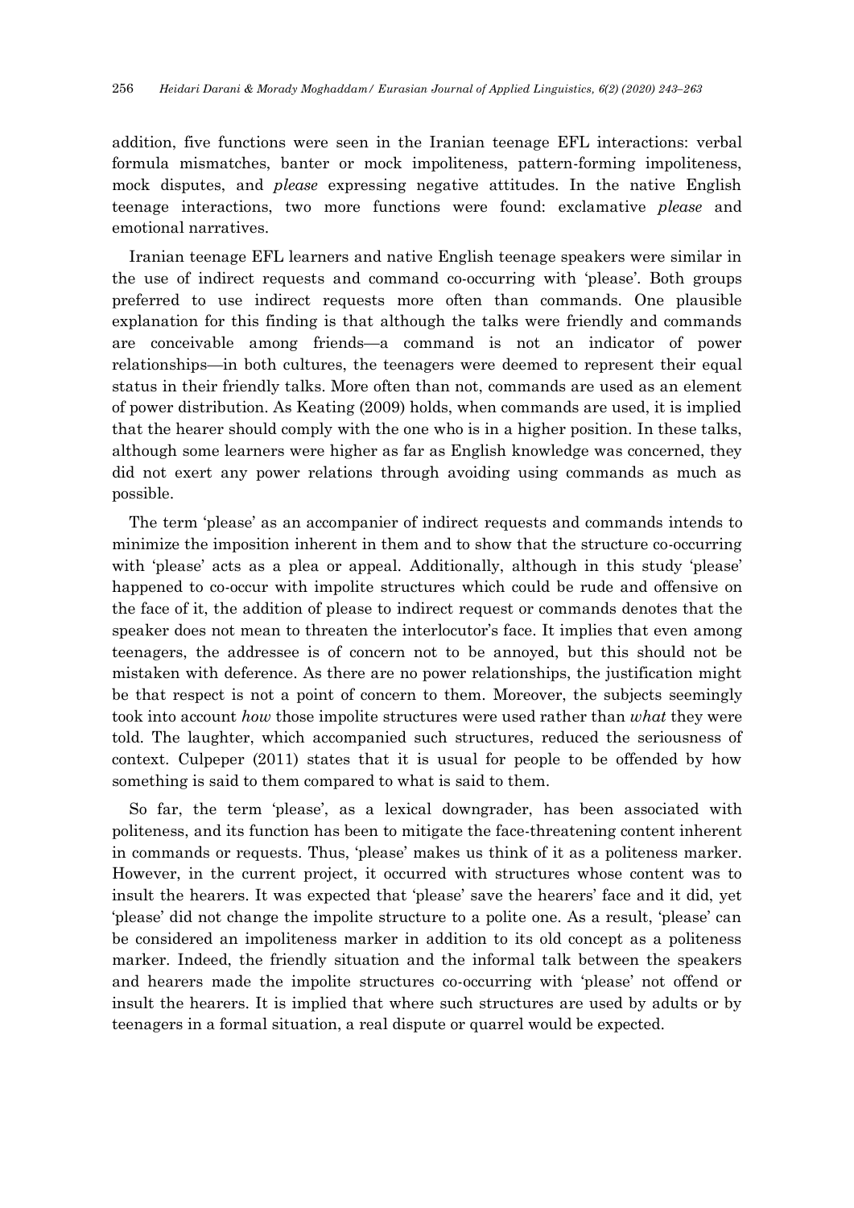addition, five functions were seen in the Iranian teenage EFL interactions: verbal formula mismatches, banter or mock impoliteness, pattern-forming impoliteness, mock disputes, and *please* expressing negative attitudes. In the native English teenage interactions, two more functions were found: exclamative *please* and emotional narratives.

Iranian teenage EFL learners and native English teenage speakers were similar in the use of indirect requests and command co-occurring with 'please'. Both groups preferred to use indirect requests more often than commands. One plausible explanation for this finding is that although the talks were friendly and commands are conceivable among friends—a command is not an indicator of power relationships—in both cultures, the teenagers were deemed to represent their equal status in their friendly talks. More often than not, commands are used as an element of power distribution. As Keating (2009) holds, when commands are used, it is implied that the hearer should comply with the one who is in a higher position. In these talks, although some learners were higher as far as English knowledge was concerned, they did not exert any power relations through avoiding using commands as much as possible.

The term 'please' as an accompanier of indirect requests and commands intends to minimize the imposition inherent in them and to show that the structure co-occurring with 'please' acts as a plea or appeal. Additionally, although in this study 'please' happened to co-occur with impolite structures which could be rude and offensive on the face of it, the addition of please to indirect request or commands denotes that the speaker does not mean to threaten the interlocutor's face. It implies that even among teenagers, the addressee is of concern not to be annoyed, but this should not be mistaken with deference. As there are no power relationships, the justification might be that respect is not a point of concern to them. Moreover, the subjects seemingly took into account *how* those impolite structures were used rather than *what* they were told. The laughter, which accompanied such structures, reduced the seriousness of context. Culpeper (2011) states that it is usual for people to be offended by how something is said to them compared to what is said to them.

So far, the term 'please', as a lexical downgrader, has been associated with politeness, and its function has been to mitigate the face-threatening content inherent in commands or requests. Thus, 'please' makes us think of it as a politeness marker. However, in the current project, it occurred with structures whose content was to insult the hearers. It was expected that 'please' save the hearers' face and it did, yet 'please' did not change the impolite structure to a polite one. As a result, 'please' can be considered an impoliteness marker in addition to its old concept as a politeness marker. Indeed, the friendly situation and the informal talk between the speakers and hearers made the impolite structures co-occurring with 'please' not offend or insult the hearers. It is implied that where such structures are used by adults or by teenagers in a formal situation, a real dispute or quarrel would be expected.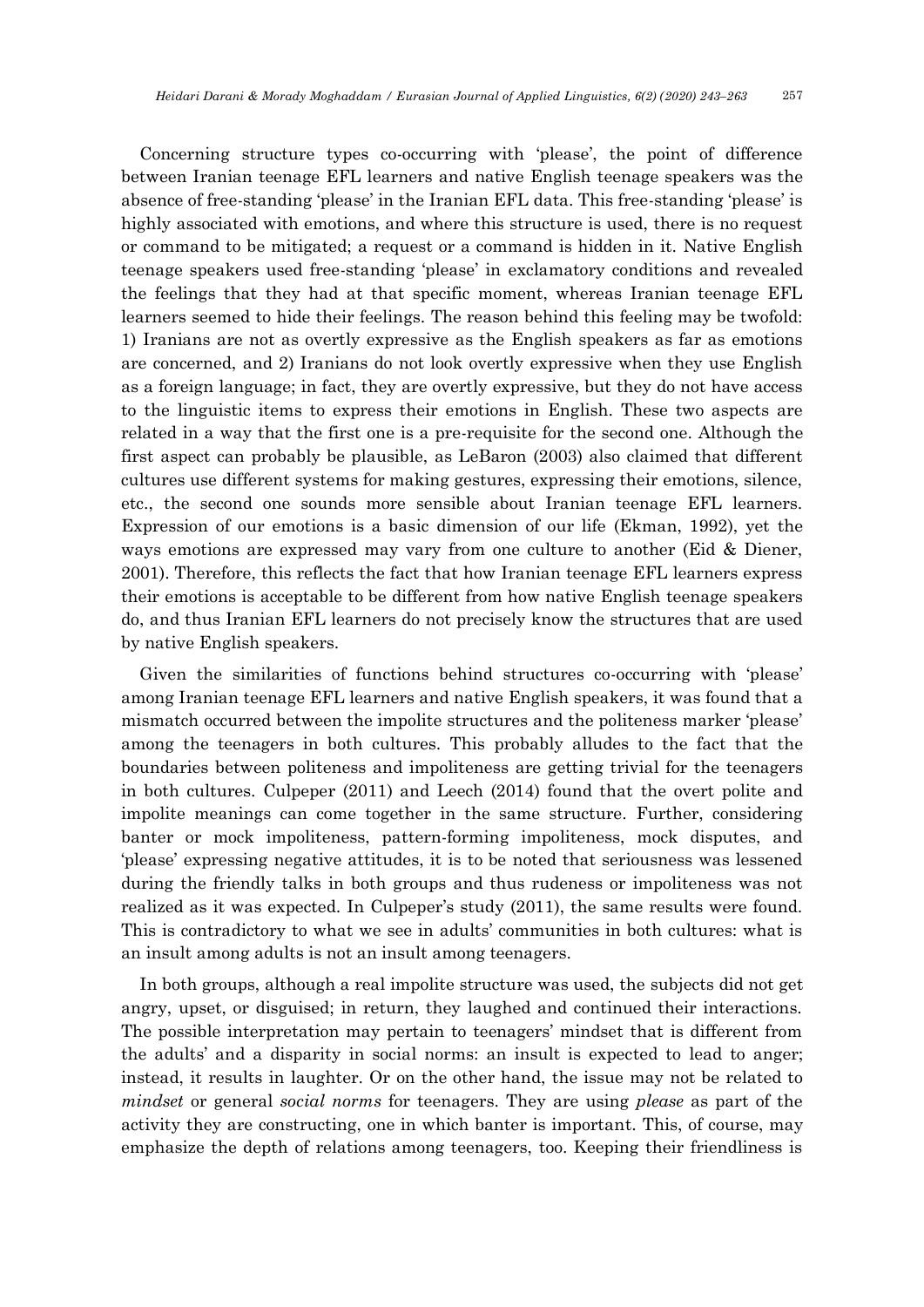Concerning structure types co-occurring with 'please', the point of difference between Iranian teenage EFL learners and native English teenage speakers was the absence of free-standing 'please' in the Iranian EFL data. This free-standing 'please' is highly associated with emotions, and where this structure is used, there is no request or command to be mitigated; a request or a command is hidden in it. Native English teenage speakers used free-standing 'please' in exclamatory conditions and revealed the feelings that they had at that specific moment, whereas Iranian teenage EFL learners seemed to hide their feelings. The reason behind this feeling may be twofold: 1) Iranians are not as overtly expressive as the English speakers as far as emotions are concerned, and 2) Iranians do not look overtly expressive when they use English as a foreign language; in fact, they are overtly expressive, but they do not have access to the linguistic items to express their emotions in English. These two aspects are related in a way that the first one is a pre-requisite for the second one. Although the first aspect can probably be plausible, as LeBaron (2003) also claimed that different cultures use different systems for making gestures, expressing their emotions, silence, etc., the second one sounds more sensible about Iranian teenage EFL learners. Expression of our emotions is a basic dimension of our life (Ekman, 1992), yet the ways emotions are expressed may vary from one culture to another (Eid & Diener, 2001). Therefore, this reflects the fact that how Iranian teenage EFL learners express their emotions is acceptable to be different from how native English teenage speakers do, and thus Iranian EFL learners do not precisely know the structures that are used by native English speakers.

Given the similarities of functions behind structures co-occurring with 'please' among Iranian teenage EFL learners and native English speakers, it was found that a mismatch occurred between the impolite structures and the politeness marker 'please' among the teenagers in both cultures. This probably alludes to the fact that the boundaries between politeness and impoliteness are getting trivial for the teenagers in both cultures. Culpeper (2011) and Leech (2014) found that the overt polite and impolite meanings can come together in the same structure. Further, considering banter or mock impoliteness, pattern-forming impoliteness, mock disputes, and 'please' expressing negative attitudes, it is to be noted that seriousness was lessened during the friendly talks in both groups and thus rudeness or impoliteness was not realized as it was expected. In Culpeper's study (2011), the same results were found. This is contradictory to what we see in adults' communities in both cultures: what is an insult among adults is not an insult among teenagers.

In both groups, although a real impolite structure was used, the subjects did not get angry, upset, or disguised; in return, they laughed and continued their interactions. The possible interpretation may pertain to teenagers' mindset that is different from the adults' and a disparity in social norms: an insult is expected to lead to anger; instead, it results in laughter. Or on the other hand, the issue may not be related to *mindset* or general *social norms* for teenagers. They are using *please* as part of the activity they are constructing, one in which banter is important. This, of course, may emphasize the depth of relations among teenagers, too. Keeping their friendliness is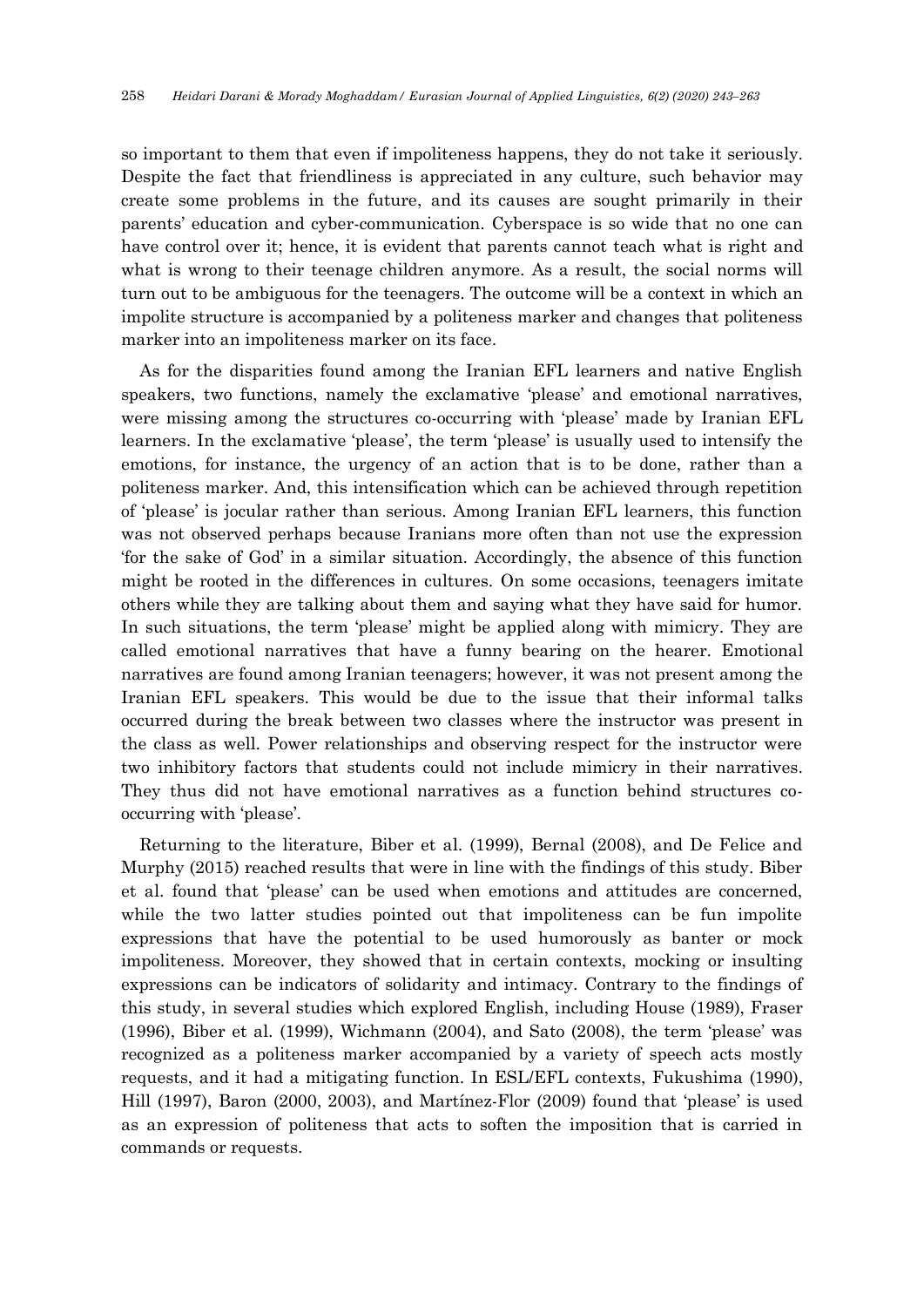so important to them that even if impoliteness happens, they do not take it seriously. Despite the fact that friendliness is appreciated in any culture, such behavior may create some problems in the future, and its causes are sought primarily in their parents' education and cyber-communication. Cyberspace is so wide that no one can have control over it; hence, it is evident that parents cannot teach what is right and what is wrong to their teenage children anymore. As a result, the social norms will turn out to be ambiguous for the teenagers. The outcome will be a context in which an impolite structure is accompanied by a politeness marker and changes that politeness marker into an impoliteness marker on its face.

As for the disparities found among the Iranian EFL learners and native English speakers, two functions, namely the exclamative 'please' and emotional narratives, were missing among the structures co-occurring with 'please' made by Iranian EFL learners. In the exclamative 'please', the term 'please' is usually used to intensify the emotions, for instance, the urgency of an action that is to be done, rather than a politeness marker. And, this intensification which can be achieved through repetition of 'please' is jocular rather than serious. Among Iranian EFL learners, this function was not observed perhaps because Iranians more often than not use the expression 'for the sake of God' in a similar situation. Accordingly, the absence of this function might be rooted in the differences in cultures. On some occasions, teenagers imitate others while they are talking about them and saying what they have said for humor. In such situations, the term 'please' might be applied along with mimicry. They are called emotional narratives that have a funny bearing on the hearer. Emotional narratives are found among Iranian teenagers; however, it was not present among the Iranian EFL speakers. This would be due to the issue that their informal talks occurred during the break between two classes where the instructor was present in the class as well. Power relationships and observing respect for the instructor were two inhibitory factors that students could not include mimicry in their narratives. They thus did not have emotional narratives as a function behind structures co-occurring with 'please'.

Returning to the literature, Biber et al. (1999), Bernal (2008), and De Felice and Murphy (2015) reached results that were in line with the findings of this study. Biber et al. found that 'please' can be used when emotions and attitudes are concerned, while the two latter studies pointed out that impoliteness can be fun impolite expressions that have the potential to be used humorously as banter or mock impoliteness. Moreover, they showed that in certain contexts, mocking or insulting expressions can be indicators of solidarity and intimacy. Contrary to the findings of this study, in several studies which explored English, including House (1989), Fraser (1996), Biber et al. (1999), Wichmann (2004), and Sato (2008), the term 'please' was recognized as a politeness marker accompanied by a variety of speech acts mostly requests, and it had a mitigating function. In ESL/EFL contexts, Fukushima (1990), Hill (1997), Baron (2000, 2003), and Martínez-Flor (2009) found that 'please' is used as an expression of politeness that acts to soften the imposition that is carried in commands or requests.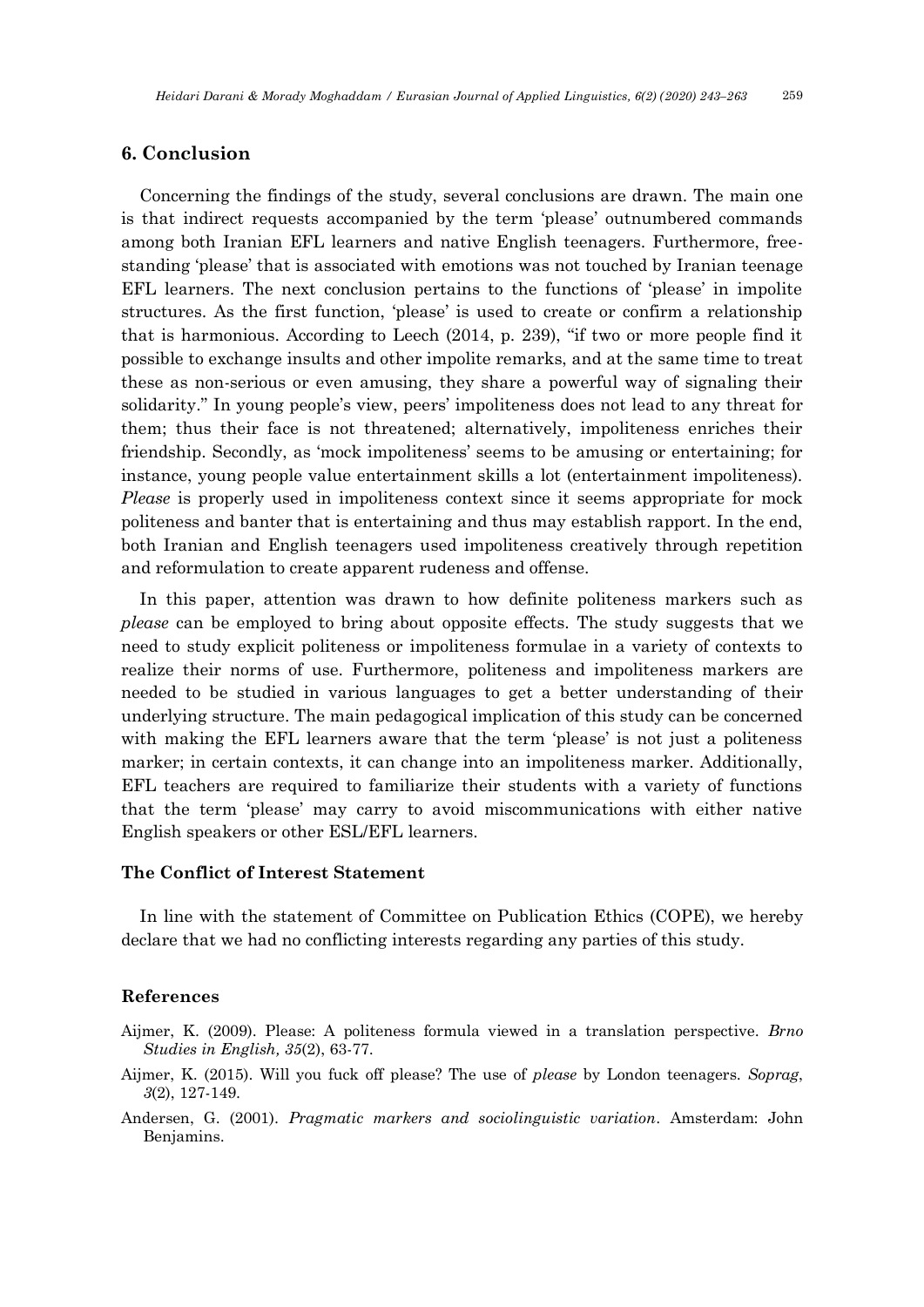## 6. Conclusion

Concerning the findings of the study, several conclusions are drawn. The main one is that indirect requests accompanied by the term 'please' outnumbered commands among both Iranian EFL learners and native English teenagers. Furthermore, free-standing 'please' that is associated with emotions was not touched by Iranian teenage EFL learners. The next conclusion pertains to the functions of 'please' in impolite structures. As the first function, 'please' is used to create or confirm a relationship that is harmonious. According to Leech (2014, p. 239), "if two or more people find it possible to exchange insults and other impolite remarks, and at the same time to treat these as non-serious or even amusing, they share a powerful way of signaling their solidarity." In young people's view, peers' impoliteness does not lead to any threat for them; thus their face is not threatened; alternatively, impoliteness enriches their friendship. Secondly, as 'mock impoliteness' seems to be amusing or entertaining; for instance, young people value entertainment skills a lot (entertainment impoliteness). *Please* is properly used in impoliteness context since it seems appropriate for mock politeness and banter that is entertaining and thus may establish rapport. In the end, both Iranian and English teenagers used impoliteness creatively through repetition and reformulation to create apparent rudeness and offense.

In this paper, attention was drawn to how definite politeness markers such as *please* can be employed to bring about opposite effects. The study suggests that we need to study explicit politeness or impoliteness formulae in a variety of contexts to realize their norms of use. Furthermore, politeness and impoliteness markers are needed to be studied in various languages to get a better understanding of their underlying structure. The main pedagogical implication of this study can be concerned with making the EFL learners aware that the term 'please' is not just a politeness marker; in certain contexts, it can change into an impoliteness marker. Additionally, EFL teachers are required to familiarize their students with a variety of functions that the term 'please' may carry to avoid miscommunications with either native English speakers or other ESL/EFL learners.

### The Conflict of Interest Statement

In line with the statement of Committee on Publication Ethics (COPE), we hereby declare that we had no conflicting interests regarding any parties of this study.

### References

Aijmer, K. (2009). Please: A politeness formula viewed in a translation perspective. *Brno Studies in English, 35*(2), 63-77.

Aijmer, K. (2015). Will you fuck off please? The use of *please* by London teenagers. *Soprag*, *3*(2), 127-149.

Andersen, G. (2001). *Pragmatic markers and sociolinguistic variation*. Amsterdam: John Benjamins.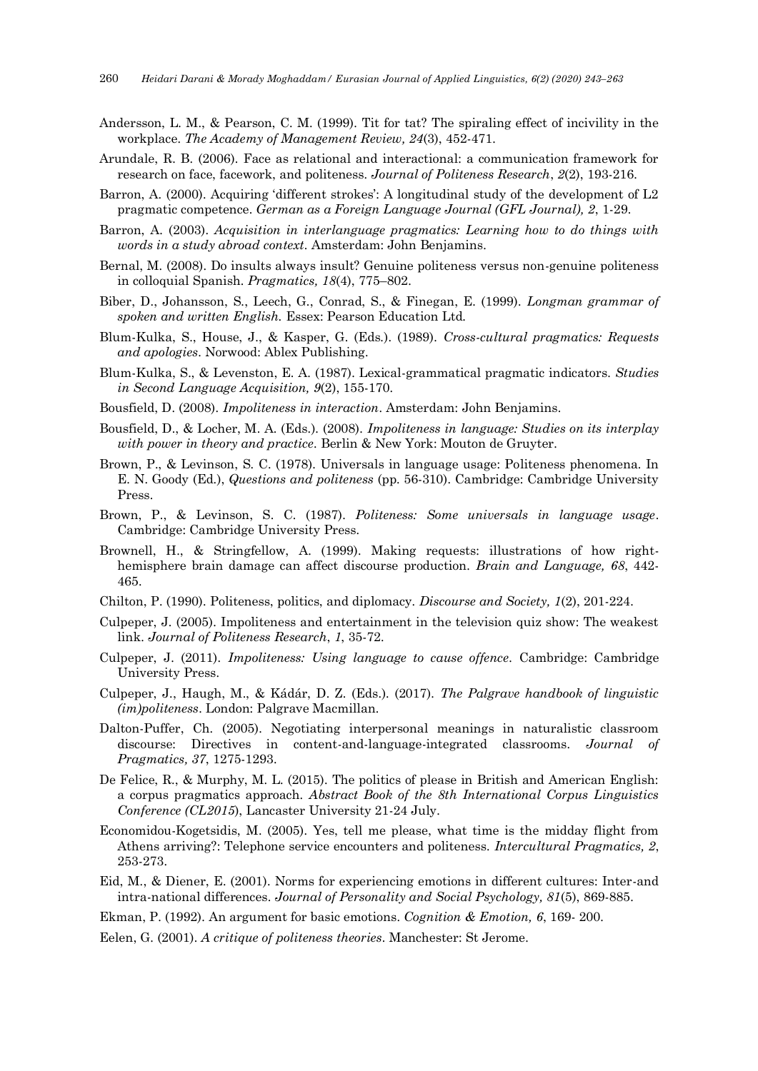Andersson, L. M., & Pearson, C. M. (1999). Tit for tat? The spiraling effect of incivility in the workplace. *The Academy of Management Review, 24*(3), 452-471.

Arundale, R. B. (2006). Face as relational and interactional: a communication framework for research on face, facework, and politeness. *Journal of Politeness Research*, *2*(2), 193-216.

Barron, A. (2000). Acquiring 'different strokes': A longitudinal study of the development of L2 pragmatic competence. *German as a Foreign Language Journal (GFL Journal), 2*, 1-29.

Barron, A. (2003). *Acquisition in interlanguage pragmatics: Learning how to do things with words in a study abroad context*. Amsterdam: John Benjamins.

Bernal, M. (2008). Do insults always insult? Genuine politeness versus non-genuine politeness in colloquial Spanish. *Pragmatics, 18*(4), 775–802.

Biber, D., Johansson, S., Leech, G., Conrad, S., & Finegan, E. (1999). *Longman grammar of spoken and written English.* Essex: Pearson Education Ltd.

Blum-Kulka, S., House, J., & Kasper, G. (Eds.). (1989). *Cross-cultural pragmatics: Requests and apologies*. Norwood: Ablex Publishing.

Blum-Kulka, S., & Levenston, E. A. (1987). Lexical-grammatical pragmatic indicators. *Studies in Second Language Acquisition, 9*(2), 155-170.

Bousfield, D. (2008). *Impoliteness in interaction*. Amsterdam: John Benjamins.

Bousfield, D., & Locher, M. A. (Eds.). (2008). *Impoliteness in language: Studies on its interplay with power in theory and practice*. Berlin & New York: Mouton de Gruyter.

Brown, P., & Levinson, S. C. (1978). Universals in language usage: Politeness phenomena. In E. N. Goody (Ed.), *Questions and politeness* (pp. 56-310). Cambridge: Cambridge University Press.

Brown, P., & Levinson, S. C. (1987). *Politeness: Some universals in language usage*. Cambridge: Cambridge University Press.

Brownell, H., & Stringfellow, A. (1999). Making requests: illustrations of how right-hemisphere brain damage can affect discourse production. *Brain and Language, 68*, 442-465.

Chilton, P. (1990). Politeness, politics, and diplomacy. *Discourse and Society, 1*(2), 201-224.

Culpeper, J. (2005). Impoliteness and entertainment in the television quiz show: The weakest link. *Journal of Politeness Research*, *1*, 35-72.

Culpeper, J. (2011). *Impoliteness: Using language to cause offence*. Cambridge: Cambridge University Press.

Culpeper, J., Haugh, M., & Kádár, D. Z. (Eds.). (2017). *The Palgrave handbook of linguistic (im)politeness*. London: Palgrave Macmillan.

Dalton-Puffer, Ch. (2005). Negotiating interpersonal meanings in naturalistic classroom discourse: Directives in content-and-language-integrated classrooms. *Journal of Pragmatics, 37*, 1275-1293.

De Felice, R., & Murphy, M. L. (2015). The politics of please in British and American English: a corpus pragmatics approach. *Abstract Book of the 8th International Corpus Linguistics Conference (CL2015*), Lancaster University 21-24 July.

Economidou-Kogetsidis, M. (2005). Yes, tell me please, what time is the midday flight from Athens arriving?: Telephone service encounters and politeness. *Intercultural Pragmatics, 2*, 253-273.

Eid, M., & Diener, E. (2001). Norms for experiencing emotions in different cultures: Inter-and intra-national differences. *Journal of Personality and Social Psychology, 81*(5), 869-885.

Ekman, P. (1992). An argument for basic emotions. *Cognition & Emotion, 6*, 169- 200.

Eelen, G. (2001). *A critique of politeness theories*. Manchester: St Jerome.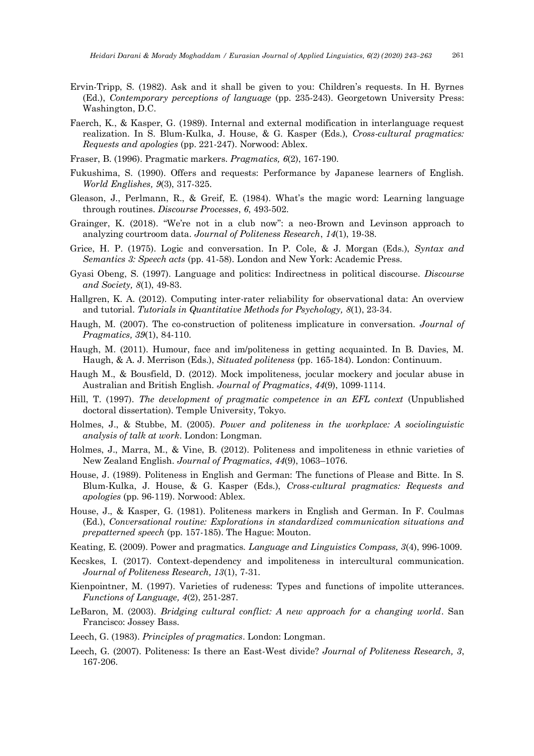Ervin-Tripp, S. (1982). Ask and it shall be given to you: Children's requests. In H. Byrnes (Ed.), *Contemporary perceptions of language* (pp. 235-243). Georgetown University Press: Washington, D.C.

Faerch, K., & Kasper, G. (1989). Internal and external modification in interlanguage request realization. In S. Blum-Kulka, J. House, & G. Kasper (Eds.), *Cross-cultural pragmatics: Requests and apologies* (pp. 221-247). Norwood: Ablex.

Fraser, B. (1996). Pragmatic markers. *Pragmatics, 6*(2), 167-190.

Fukushima, S. (1990). Offers and requests: Performance by Japanese learners of English. *World Englishes, 9*(3), 317-325.

Gleason, J., Perlmann, R., & Greif, E. (1984). What's the magic word: Learning language through routines. *Discourse Processes*, *6*, 493-502.

Grainger, K. (2018). "We're not in a club now": a neo-Brown and Levinson approach to analyzing courtroom data. *Journal of Politeness Research*, *14*(1), 19-38.

Grice, H. P. (1975). Logic and conversation. In P. Cole, & J. Morgan (Eds.), *Syntax and Semantics 3: Speech acts* (pp. 41-58). London and New York: Academic Press.

Gyasi Obeng, S. (1997). Language and politics: Indirectness in political discourse. *Discourse and Society, 8*(1), 49-83.

Hallgren, K. A. (2012). Computing inter-rater reliability for observational data: An overview and tutorial. *Tutorials in Quantitative Methods for Psychology, 8*(1), 23-34.

Haugh, M. (2007). The co-construction of politeness implicature in conversation. *Journal of Pragmatics, 39*(1), 84-110.

Haugh, M. (2011). Humour, face and im/politeness in getting acquainted. In B. Davies, M. Haugh, & A. J. Merrison (Eds.), *Situated politeness* (pp. 165-184). London: Continuum.

Haugh M., & Bousfield, D. (2012). Mock impoliteness, jocular mockery and jocular abuse in Australian and British English. *Journal of Pragmatics*, *44*(9), 1099-1114.

Hill, T. (1997). *The development of pragmatic competence in an EFL context* (Unpublished doctoral dissertation). Temple University, Tokyo.

Holmes, J., & Stubbe, M. (2005). *Power and politeness in the workplace: A sociolinguistic analysis of talk at work*. London: Longman.

Holmes, J., Marra, M., & Vine, B. (2012). Politeness and impoliteness in ethnic varieties of New Zealand English. *Journal of Pragmatics*, *44*(9), 1063–1076.

House, J. (1989). Politeness in English and German: The functions of Please and Bitte. In S. Blum-Kulka, J. House, & G. Kasper (Eds.), *Cross-cultural pragmatics: Requests and apologies* (pp. 96-119). Norwood: Ablex.

House, J., & Kasper, G. (1981). Politeness markers in English and German. In F. Coulmas (Ed.), *Conversational routine: Explorations in standardized communication situations and prepatterned speech* (pp. 157-185). The Hague: Mouton.

Keating, E. (2009). Power and pragmatics. *Language and Linguistics Compass, 3*(4), 996-1009.

Kecskes, I. (2017). Context-dependency and impoliteness in intercultural communication. *Journal of Politeness Research, 13*(1), 7-31.

Kienpointner, M. (1997). Varieties of rudeness: Types and functions of impolite utterances. *Functions of Language, 4*(2), 251-287.

LeBaron, M. (2003). *Bridging cultural conflict: A new approach for a changing world*. San Francisco: Jossey Bass.

Leech, G. (1983). *Principles of pragmatics*. London: Longman.

Leech, G. (2007). Politeness: Is there an East-West divide? *Journal of Politeness Research, 3*, 167-206.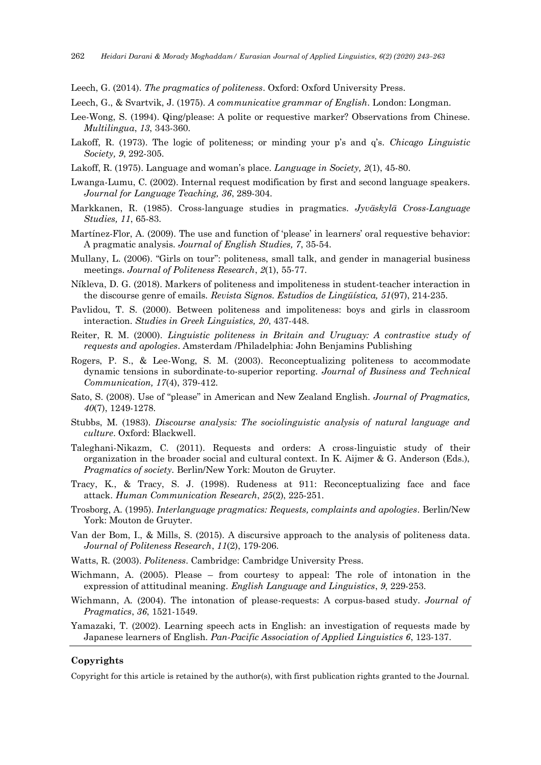Leech, G. (2014). *The pragmatics of politeness*. Oxford: Oxford University Press.

Leech, G., & Svartvik, J. (1975). *A communicative grammar of English*. London: Longman.

Lee-Wong, S. (1994). Qing/please: A polite or requestive marker? Observations from Chinese. *Multilingua*, *13*, 343-360.

Lakoff, R. (1973). The logic of politeness; or minding your p's and q's. *Chicago Linguistic Society, 9*, 292-305.

Lakoff, R. (1975). Language and woman's place. *Language in Society, 2*(1), 45-80.

Lwanga-Lumu, C. (2002). Internal request modification by first and second language speakers. *Journal for Language Teaching, 36*, 289-304.

Markkanen, R. (1985). Cross-language studies in pragmatics. *Jyväskylä Cross-Language Studies, 11*, 65-83.

Martínez-Flor, A. (2009). The use and function of 'please' in learners' oral requestive behavior: A pragmatic analysis. *Journal of English Studies, 7*, 35-54.

Mullany, L. (2006). "Girls on tour": politeness, small talk, and gender in managerial business meetings. *Journal of Politeness Research*, *2*(1), 55-77.

Níkleva, D. G. (2018). Markers of politeness and impoliteness in student-teacher interaction in the discourse genre of emails. *Revista Signos. Estudios de Lingüística, 51*(97), 214-235.

Pavlidou, T. S. (2000). Between politeness and impoliteness: boys and girls in classroom interaction. *Studies in Greek Linguistics, 20*, 437-448.

Reiter, R. M. (2000). *Linguistic politeness in Britain and Uruguay: A contrastive study of requests and apologies*. Amsterdam /Philadelphia: John Benjamins Publishing

Rogers, P. S., & Lee-Wong, S. M. (2003). Reconceptualizing politeness to accommodate dynamic tensions in subordinate-to-superior reporting. *Journal of Business and Technical Communication, 17*(4), 379-412.

Sato, S. (2008). Use of "please" in American and New Zealand English. *Journal of Pragmatics, 40*(7), 1249-1278.

Stubbs, M. (1983). *Discourse analysis: The sociolinguistic analysis of natural language and culture*. Oxford: Blackwell.

Taleghani-Nikazm, C. (2011). Requests and orders: A cross-linguistic study of their organization in the broader social and cultural context. In K. Aijmer & G. Anderson (Eds.), *Pragmatics of society*. Berlin/New York: Mouton de Gruyter.

Tracy, K., & Tracy, S. J. (1998). Rudeness at 911: Reconceptualizing face and face attack. *Human Communication Research*, *25*(2), 225-251.

Trosborg, A. (1995). *Interlanguage pragmatics: Requests, complaints and apologies*. Berlin/New York: Mouton de Gruyter.

Van der Bom, I., & Mills, S. (2015). A discursive approach to the analysis of politeness data. *Journal of Politeness Research*, *11*(2), 179-206.

Watts, R. (2003). *Politeness*. Cambridge: Cambridge University Press.

Wichmann, A. (2005). Please – from courtesy to appeal: The role of intonation in the expression of attitudinal meaning. *English Language and Linguistics*, *9*, 229-253.

Wichmann, A. (2004). The intonation of please-requests: A corpus-based study. *Journal of Pragmatics*, *36*, 1521-1549.

Yamazaki, T. (2002). Learning speech acts in English: an investigation of requests made by Japanese learners of English. *Pan-Pacific Association of Applied Linguistics 6*, 123-137.

## Copyrights

Copyright for this article is retained by the author(s), with first publication rights granted to the Journal.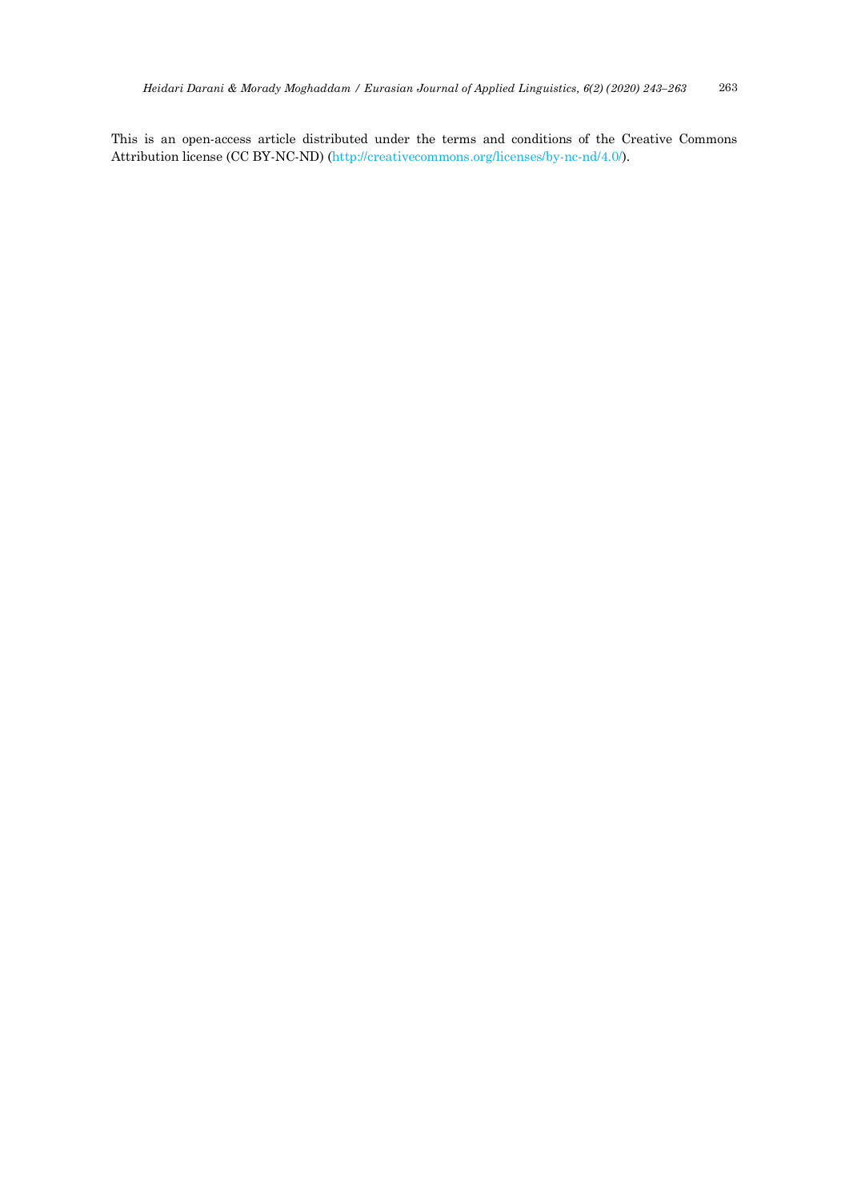This is an open-access article distributed under the terms and conditions of the Creative Commons Attribution license (CC BY-NC-ND) (http://creativecommons.org/licenses/by-nc-nd/4.0/).